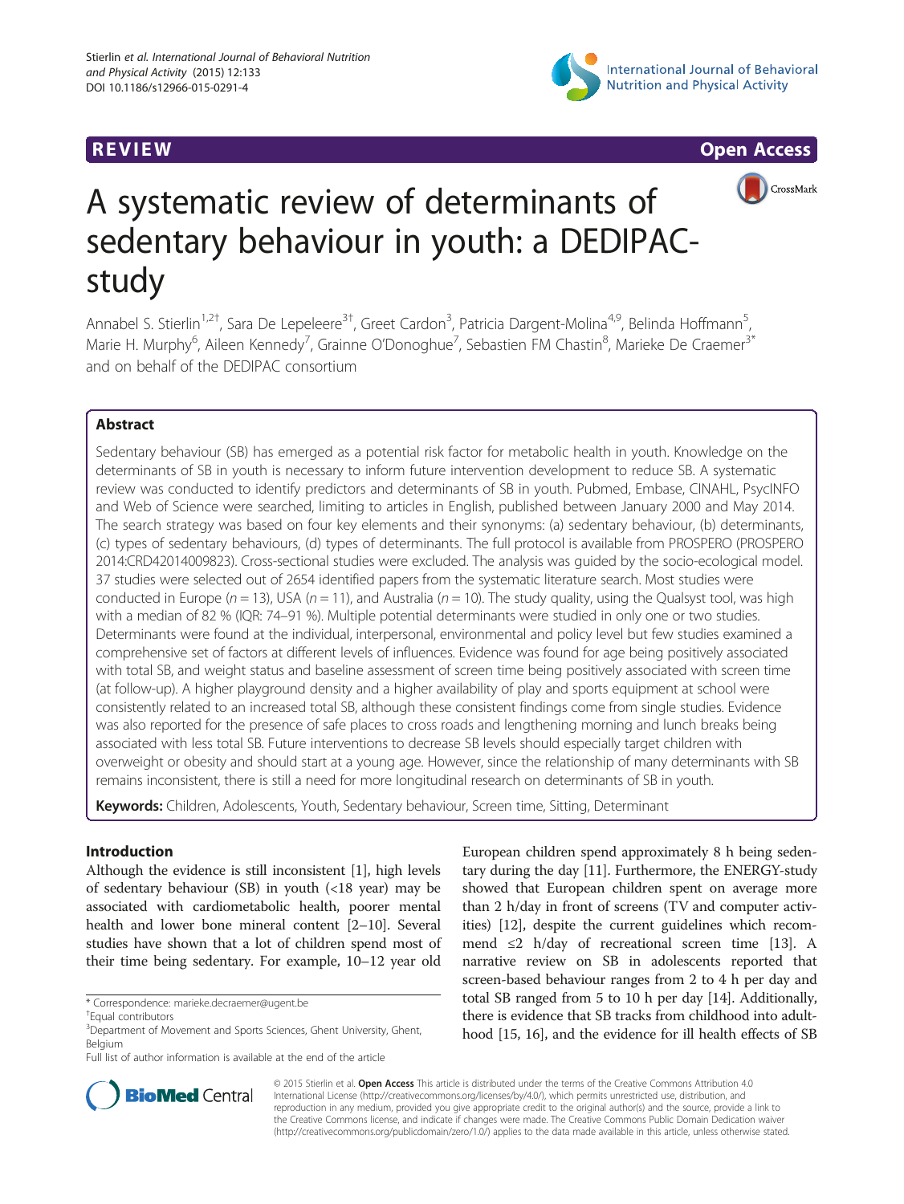REVIEW Open Access

# A systematic review of determinants of sedentary behaviour in youth: a DEDIPAC-study

Annabel S. Stierlin[1,2†], Sara De Lepeleere[3†], Greet Cardon[3], Patricia Dargent-Molina[4,9], Belinda Hoffmann[5], Marie H. Murphy[6], Aileen Kennedy[7], Grainne O'Donoghue[7], Sebastien FM Chastin[8], Marieke De Craemer[3*] and on behalf of the DEDIPAC consortium

## Abstract

Sedentary behaviour (SB) has emerged as a potential risk factor for metabolic health in youth. Knowledge on the determinants of SB in youth is necessary to inform future intervention development to reduce SB. A systematic review was conducted to identify predictors and determinants of SB in youth. Pubmed, Embase, CINAHL, PsycINFO and Web of Science were searched, limiting to articles in English, published between January 2000 and May 2014. The search strategy was based on four key elements and their synonyms: (a) sedentary behaviour, (b) determinants, (c) types of sedentary behaviours, (d) types of determinants. The full protocol is available from PROSPERO (PROSPERO 2014:CRD42014009823). Cross-sectional studies were excluded. The analysis was guided by the socio-ecological model. 37 studies were selected out of 2654 identified papers from the systematic literature search. Most studies were conducted in Europe ($n = 13$), USA ($n = 11$), and Australia ($n = 10$). The study quality, using the Qualsyst tool, was high with a median of 82 % (IQR: 74–91 %). Multiple potential determinants were studied in only one or two studies. Determinants were found at the individual, interpersonal, environmental and policy level but few studies examined a comprehensive set of factors at different levels of influences. Evidence was found for age being positively associated with total SB, and weight status and baseline assessment of screen time being positively associated with screen time (at follow-up). A higher playground density and a higher availability of play and sports equipment at school were consistently related to an increased total SB, although these consistent findings come from single studies. Evidence was also reported for the presence of safe places to cross roads and lengthening morning and lunch breaks being associated with less total SB. Future interventions to decrease SB levels should especially target children with overweight or obesity and should start at a young age. However, since the relationship of many determinants with SB remains inconsistent, there is still a need for more longitudinal research on determinants of SB in youth.

**Keywords:** Children, Adolescents, Youth, Sedentary behaviour, Screen time, Sitting, Determinant

## Introduction

Although the evidence is still inconsistent [1], high levels of sedentary behaviour (SB) in youth (<18 year) may be associated with cardiometabolic health, poorer mental health and lower bone mineral content [2–10]. Several studies have shown that a lot of children spend most of their time being sedentary. For example, 10–12 year old European children spend approximately 8 h being sedentary during the day [11]. Furthermore, the ENERGY-study showed that European children spent on average more than 2 h/day in front of screens (TV and computer activities) [12], despite the current guidelines which recommend ≤2 h/day of recreational screen time [13]. A narrative review on SB in adolescents reported that screen-based behaviour ranges from 2 to 4 h per day and total SB ranged from 5 to 10 h per day [14]. Additionally, there is evidence that SB tracks from childhood into adulthood [15, 16], and the evidence for ill health effects of SB

* Correspondence: marieke.decraemer@ugent.be
†Equal contributors
[3]Department of Movement and Sports Sciences, Ghent University, Ghent, Belgium
Full list of author information is available at the end of the article

© 2015 Stierlin et al. **Open Access** This article is distributed under the terms of the Creative Commons Attribution 4.0 International License (http://creativecommons.org/licenses/by/4.0/), which permits unrestricted use, distribution, and reproduction in any medium, provided you give appropriate credit to the original author(s) and the source, provide a link to the Creative Commons license, and indicate if changes were made. The Creative Commons Public Domain Dedication waiver (http://creativecommons.org/publicdomain/zero/1.0/) applies to the data made available in this article, unless otherwise stated.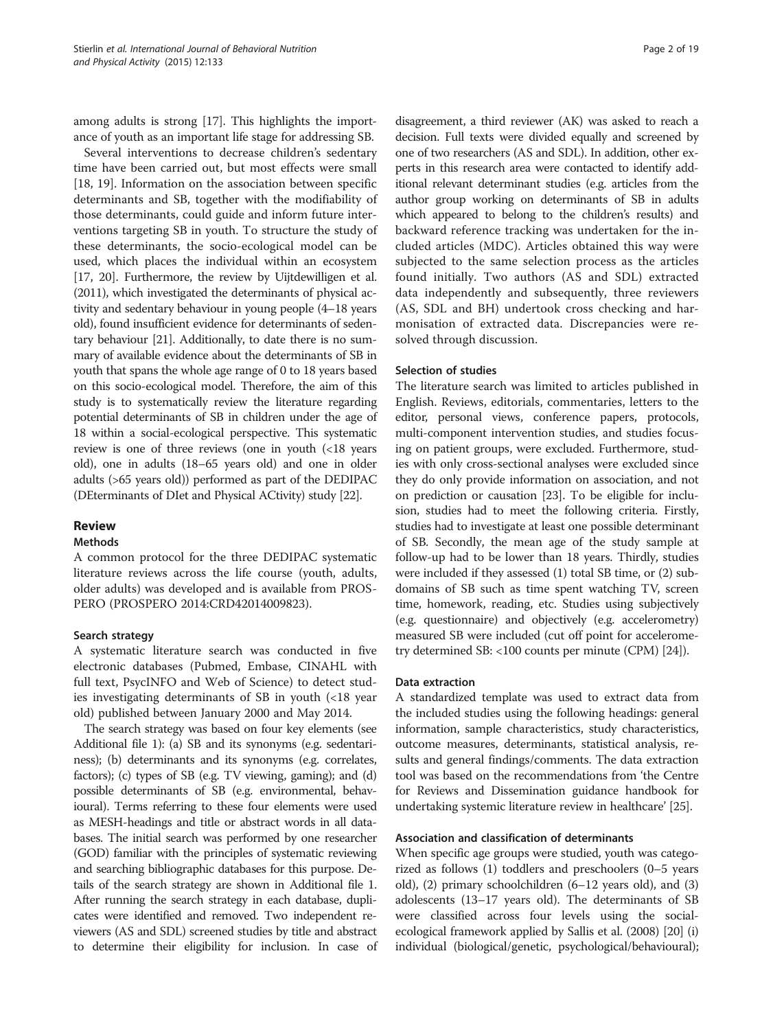among adults is strong [17]. This highlights the importance of youth as an important life stage for addressing SB.

Several interventions to decrease children's sedentary time have been carried out, but most effects were small [18, 19]. Information on the association between specific determinants and SB, together with the modifiability of those determinants, could guide and inform future interventions targeting SB in youth. To structure the study of these determinants, the socio-ecological model can be used, which places the individual within an ecosystem [17, 20]. Furthermore, the review by Uijtdewilligen et al. (2011), which investigated the determinants of physical activity and sedentary behaviour in young people (4–18 years old), found insufficient evidence for determinants of sedentary behaviour [21]. Additionally, to date there is no summary of available evidence about the determinants of SB in youth that spans the whole age range of 0 to 18 years based on this socio-ecological model. Therefore, the aim of this study is to systematically review the literature regarding potential determinants of SB in children under the age of 18 within a social-ecological perspective. This systematic review is one of three reviews (one in youth (<18 years old), one in adults (18–65 years old) and one in older adults (>65 years old)) performed as part of the DEDIPAC (DEterminants of DIet and Physical ACtivity) study [22].

## Review

### Methods

A common protocol for the three DEDIPAC systematic literature reviews across the life course (youth, adults, older adults) was developed and is available from PROSPERO (PROSPERO 2014:CRD42014009823).

#### Search strategy

A systematic literature search was conducted in five electronic databases (Pubmed, Embase, CINAHL with full text, PsycINFO and Web of Science) to detect studies investigating determinants of SB in youth (<18 year old) published between January 2000 and May 2014.

The search strategy was based on four key elements (see Additional file 1): (a) SB and its synonyms (e.g. sedentariness); (b) determinants and its synonyms (e.g. correlates, factors); (c) types of SB (e.g. TV viewing, gaming); and (d) possible determinants of SB (e.g. environmental, behavioural). Terms referring to these four elements were used as MESH-headings and title or abstract words in all databases. The initial search was performed by one researcher (GOD) familiar with the principles of systematic reviewing and searching bibliographic databases for this purpose. Details of the search strategy are shown in Additional file 1. After running the search strategy in each database, duplicates were identified and removed. Two independent reviewers (AS and SDL) screened studies by title and abstract to determine their eligibility for inclusion. In case of disagreement, a third reviewer (AK) was asked to reach a decision. Full texts were divided equally and screened by one of two researchers (AS and SDL). In addition, other experts in this research area were contacted to identify additional relevant determinant studies (e.g. articles from the author group working on determinants of SB in adults which appeared to belong to the children's results) and backward reference tracking was undertaken for the included articles (MDC). Articles obtained this way were subjected to the same selection process as the articles found initially. Two authors (AS and SDL) extracted data independently and subsequently, three reviewers (AS, SDL and BH) undertook cross checking and harmonisation of extracted data. Discrepancies were resolved through discussion.

#### Selection of studies

The literature search was limited to articles published in English. Reviews, editorials, commentaries, letters to the editor, personal views, conference papers, protocols, multi-component intervention studies, and studies focusing on patient groups, were excluded. Furthermore, studies with only cross-sectional analyses were excluded since they do only provide information on association, and not on prediction or causation [23]. To be eligible for inclusion, studies had to meet the following criteria. Firstly, studies had to investigate at least one possible determinant of SB. Secondly, the mean age of the study sample at follow-up had to be lower than 18 years. Thirdly, studies were included if they assessed (1) total SB time, or (2) subdomains of SB such as time spent watching TV, screen time, homework, reading, etc. Studies using subjectively (e.g. questionnaire) and objectively (e.g. accelerometry) measured SB were included (cut off point for accelerometry determined SB: <100 counts per minute (CPM) [24]).

#### Data extraction

A standardized template was used to extract data from the included studies using the following headings: general information, sample characteristics, study characteristics, outcome measures, determinants, statistical analysis, results and general findings/comments. The data extraction tool was based on the recommendations from 'The Centre for Reviews and Dissemination guidance handbook for undertaking systemic literature review in healthcare' [25].

#### Association and classification of determinants

When specific age groups were studied, youth was categorized as follows (1) toddlers and preschoolers (0–5 years old), (2) primary schoolchildren (6–12 years old), and (3) adolescents (13–17 years old). The determinants of SB were classified across four levels using the social-ecological framework applied by Sallis et al. (2008) [20] (i) individual (biological/genetic, psychological/behavioural);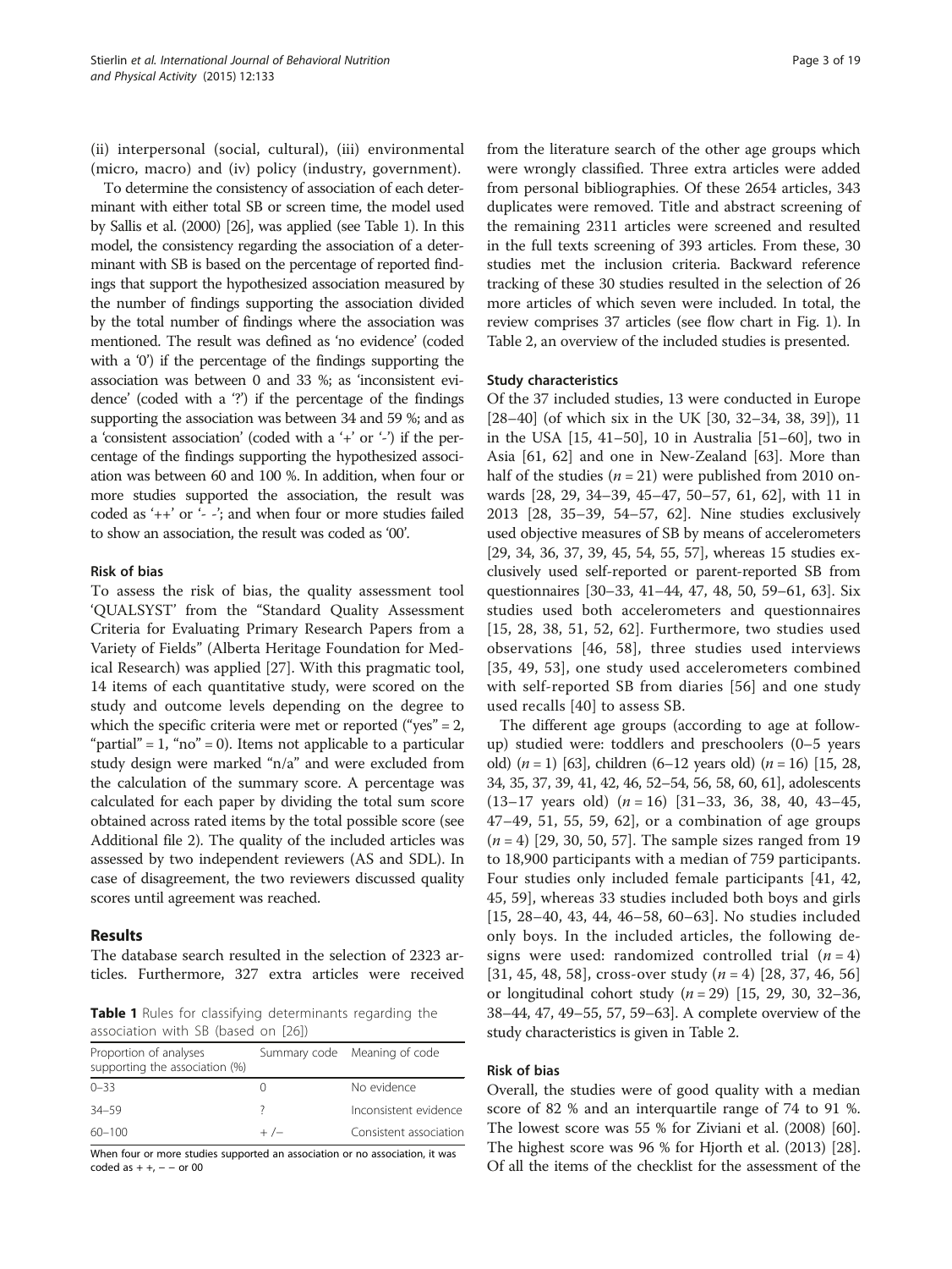(ii) interpersonal (social, cultural), (iii) environmental (micro, macro) and (iv) policy (industry, government).

To determine the consistency of association of each determinant with either total SB or screen time, the model used by Sallis et al. (2000) [26], was applied (see Table 1). In this model, the consistency regarding the association of a determinant with SB is based on the percentage of reported findings that support the hypothesized association measured by the number of findings supporting the association divided by the total number of findings where the association was mentioned. The result was defined as 'no evidence' (coded with a '0') if the percentage of the findings supporting the association was between 0 and 33 %; as 'inconsistent evidence' (coded with a '?') if the percentage of the findings supporting the association was between 34 and 59 %; and as a 'consistent association' (coded with a '+' or '-') if the percentage of the findings supporting the hypothesized association was between 60 and 100 %. In addition, when four or more studies supported the association, the result was coded as '++' or '- -'; and when four or more studies failed to show an association, the result was coded as '00'.

### Risk of bias

To assess the risk of bias, the quality assessment tool 'QUALSYST' from the "Standard Quality Assessment Criteria for Evaluating Primary Research Papers from a Variety of Fields" (Alberta Heritage Foundation for Medical Research) was applied [27]. With this pragmatic tool, 14 items of each quantitative study, were scored on the study and outcome levels depending on the degree to which the specific criteria were met or reported ("yes" = 2, "partial" = 1, "no" = 0). Items not applicable to a particular study design were marked "n/a" and were excluded from the calculation of the summary score. A percentage was calculated for each paper by dividing the total sum score obtained across rated items by the total possible score (see Additional file 2). The quality of the included articles was assessed by two independent reviewers (AS and SDL). In case of disagreement, the two reviewers discussed quality scores until agreement was reached.

## Results

The database search resulted in the selection of 2323 articles. Furthermore, 327 extra articles were received from the literature search of the other age groups which were wrongly classified. Three extra articles were added from personal bibliographies. Of these 2654 articles, 343 duplicates were removed. Title and abstract screening of the remaining 2311 articles were screened and resulted in the full texts screening of 393 articles. From these, 30 studies met the inclusion criteria. Backward reference tracking of these 30 studies resulted in the selection of 26 more articles of which seven were included. In total, the review comprises 37 articles (see flow chart in Fig. 1). In Table 2, an overview of the included studies is presented.

**Table 1** Rules for classifying determinants regarding the association with SB (based on [26])

| Proportion of analyses supporting the association (%) | Summary code | Meaning of code |
|---|---|---|
| 0–33 | 0 | No evidence |
| 34–59 | ? | Inconsistent evidence |
| 60–100 | + /– | Consistent association |

When four or more studies supported an association or no association, it was coded as + +, − − or 00

### Study characteristics

Of the 37 included studies, 13 were conducted in Europe [28–40] (of which six in the UK [30, 32–34, 38, 39]), 11 in the USA [15, 41–50], 10 in Australia [51–60], two in Asia [61, 62] and one in New-Zealand [63]. More than half of the studies ($n$ = 21) were published from 2010 onwards [28, 29, 34–39, 45–47, 50–57, 61, 62], with 11 in 2013 [28, 35–39, 54–57, 62]. Nine studies exclusively used objective measures of SB by means of accelerometers [29, 34, 36, 37, 39, 45, 54, 55, 57], whereas 15 studies exclusively used self-reported or parent-reported SB from questionnaires [30–33, 41–44, 47, 48, 50, 59–61, 63]. Six studies used both accelerometers and questionnaires [15, 28, 38, 51, 52, 62]. Furthermore, two studies used observations [46, 58], three studies used interviews [35, 49, 53], one study used accelerometers combined with self-reported SB from diaries [56] and one study used recalls [40] to assess SB.

The different age groups (according to age at follow-up) studied were: toddlers and preschoolers (0–5 years old) ($n$ = 1) [63], children (6–12 years old) ($n$ = 16) [15, 28, 34, 35, 37, 39, 41, 42, 46, 52–54, 56, 58, 60, 61], adolescents (13–17 years old) ($n$ = 16) [31–33, 36, 38, 40, 43–45, 47–49, 51, 55, 59, 62], or a combination of age groups ($n$ = 4) [29, 30, 50, 57]. The sample sizes ranged from 19 to 18,900 participants with a median of 759 participants. Four studies only included female participants [41, 42, 45, 59], whereas 33 studies included both boys and girls [15, 28–40, 43, 44, 46–58, 60–63]. No studies included only boys. In the included articles, the following designs were used: randomized controlled trial ($n$ = 4) [31, 45, 48, 58], cross-over study ($n$ = 4) [28, 37, 46, 56] or longitudinal cohort study ($n$ = 29) [15, 29, 30, 32–36, 38–44, 47, 49–55, 57, 59–63]. A complete overview of the study characteristics is given in Table 2.

### Risk of bias

Overall, the studies were of good quality with a median score of 82 % and an interquartile range of 74 to 91 %. The lowest score was 55 % for Ziviani et al. (2008) [60]. The highest score was 96 % for Hjorth et al. (2013) [28]. Of all the items of the checklist for the assessment of the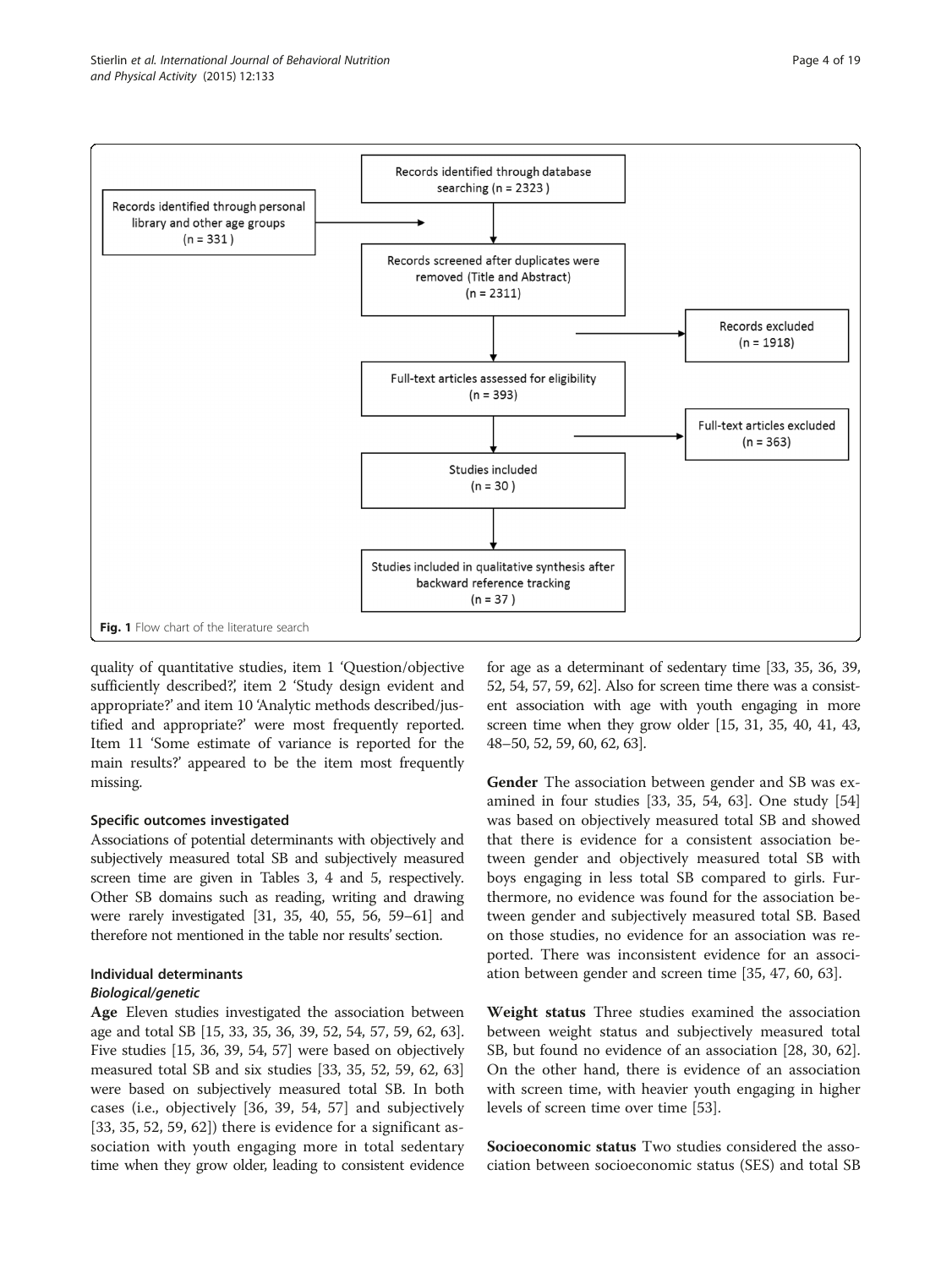Records identified through database searching (n = 2323)

Records identified through personal library and other age groups (n = 331)

Records screened after duplicates were removed (Title and Abstract) (n = 2311)

Records excluded (n = 1918)

Full-text articles assessed for eligibility (n = 393)

Full-text articles excluded (n = 363)

Studies included (n = 30)

Studies included in qualitative synthesis after backward reference tracking (n = 37)

**Fig. 1** Flow chart of the literature search

quality of quantitative studies, item 1 'Question/objective sufficiently described?', item 2 'Study design evident and appropriate?' and item 10 'Analytic methods described/justified and appropriate?' were most frequently reported. Item 11 'Some estimate of variance is reported for the main results?' appeared to be the item most frequently missing.

### Specific outcomes investigated

Associations of potential determinants with objectively and subjectively measured total SB and subjectively measured screen time are given in Tables 3, 4 and 5, respectively. Other SB domains such as reading, writing and drawing were rarely investigated [31, 35, 40, 55, 56, 59–61] and therefore not mentioned in the table nor results' section.

### Individual determinants

#### *Biological/genetic*

**Age** Eleven studies investigated the association between age and total SB [15, 33, 35, 36, 39, 52, 54, 57, 59, 62, 63]. Five studies [15, 36, 39, 54, 57] were based on objectively measured total SB and six studies [33, 35, 52, 59, 62, 63] were based on subjectively measured total SB. In both cases (i.e., objectively [36, 39, 54, 57] and subjectively [33, 35, 52, 59, 62]) there is evidence for a significant association with youth engaging more in total sedentary time when they grow older, leading to consistent evidence for age as a determinant of sedentary time [33, 35, 36, 39, 52, 54, 57, 59, 62]. Also for screen time there was a consistent association with age with youth engaging in more screen time when they grow older [15, 31, 35, 40, 41, 43, 48–50, 52, 59, 60, 62, 63].

**Gender** The association between gender and SB was examined in four studies [33, 35, 54, 63]. One study [54] was based on objectively measured total SB and showed that there is evidence for a consistent association between gender and objectively measured total SB with boys engaging in less total SB compared to girls. Furthermore, no evidence was found for the association between gender and subjectively measured total SB. Based on those studies, no evidence for an association was reported. There was inconsistent evidence for an association between gender and screen time [35, 47, 60, 63].

**Weight status** Three studies examined the association between weight status and subjectively measured total SB, but found no evidence of an association [28, 30, 62]. On the other hand, there is evidence of an association with screen time, with heavier youth engaging in higher levels of screen time over time [53].

**Socioeconomic status** Two studies considered the association between socioeconomic status (SES) and total SB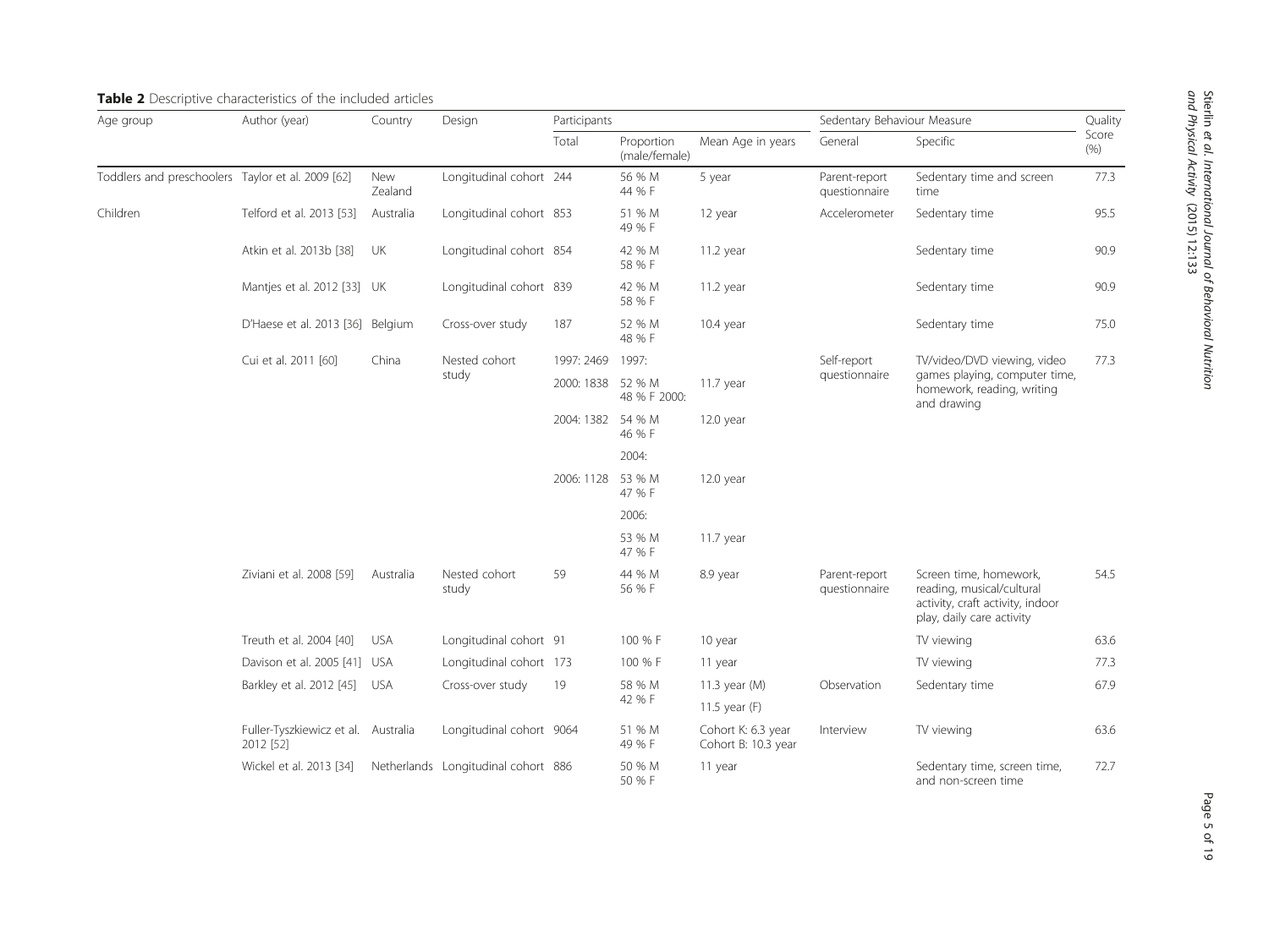**Table 2** Descriptive characteristics of the included articles

| Age group | Author (year) | Country | Design | Participants | | | Sedentary Behaviour Measure | | Quality Score (%) |
|---|---|---|---|---|---|---|---|---|---|
| | | | | Total | Proportion (male/female) | Mean Age in years | General | Specific | |
| Toddlers and preschoolers | Taylor et al. 2009 [62] | New Zealand | Longitudinal cohort | 244 | 56 % M 44 % F | 5 year | Parent-report questionnaire | Sedentary time and screen time | 77.3 |
| Children | Telford et al. 2013 [53] | Australia | Longitudinal cohort | 853 | 51 % M 49 % F | 12 year | Accelerometer | Sedentary time | 95.5 |
| | Atkin et al. 2013b [38] | UK | Longitudinal cohort | 854 | 42 % M 58 % F | 11.2 year | | Sedentary time | 90.9 |
| | Mantjes et al. 2012 [33] | UK | Longitudinal cohort | 839 | 42 % M 58 % F | 11.2 year | | Sedentary time | 90.9 |
| | D'Haese et al. 2013 [36] | Belgium | Cross-over study | 187 | 52 % M 48 % F | 10.4 year | | Sedentary time | 75.0 |
| | Cui et al. 2011 [60] | China | Nested cohort study | 1997: 2469 | 1997: | | Self-report questionnaire | TV/video/DVD viewing, video games playing, computer time, homework, reading, writing and drawing | 77.3 |
| | | | | 2000: 1838 | 52 % M 48 % F 2000: | 11.7 year | | | |
| | | | | 2004: 1382 | 54 % M 46 % F | 12.0 year | | | |
| | | | | | 2004: | | | | |
| | | | | 2006: 1128 | 53 % M 47 % F | 12.0 year | | | |
| | | | | | 2006: | | | | |
| | | | | | 53 % M 47 % F | 11.7 year | | | |
| | Ziviani et al. 2008 [59] | Australia | Nested cohort study | 59 | 44 % M 56 % F | 8.9 year | Parent-report questionnaire | Screen time, homework, reading, musical/cultural activity, craft activity, indoor play, daily care activity | 54.5 |
| | Treuth et al. 2004 [40] | USA | Longitudinal cohort | 91 | 100 % F | 10 year | | TV viewing | 63.6 |
| | Davison et al. 2005 [41] | USA | Longitudinal cohort | 173 | 100 % F | 11 year | | TV viewing | 77.3 |
| | Barkley et al. 2012 [45] | USA | Cross-over study | 19 | 58 % M 42 % F | 11.3 year (M) 11.5 year (F) | Observation | Sedentary time | 67.9 |
| | Fuller-Tyszkiewicz et al. 2012 [52] | Australia | Longitudinal cohort | 9064 | 51 % M 49 % F | Cohort K: 6.3 year Cohort B: 10.3 year | Interview | TV viewing | 63.6 |
| | Wickel et al. 2013 [34] | Netherlands | Longitudinal cohort | 886 | 50 % M 50 % F | 11 year | | Sedentary time, screen time, and non-screen time | 72.7 |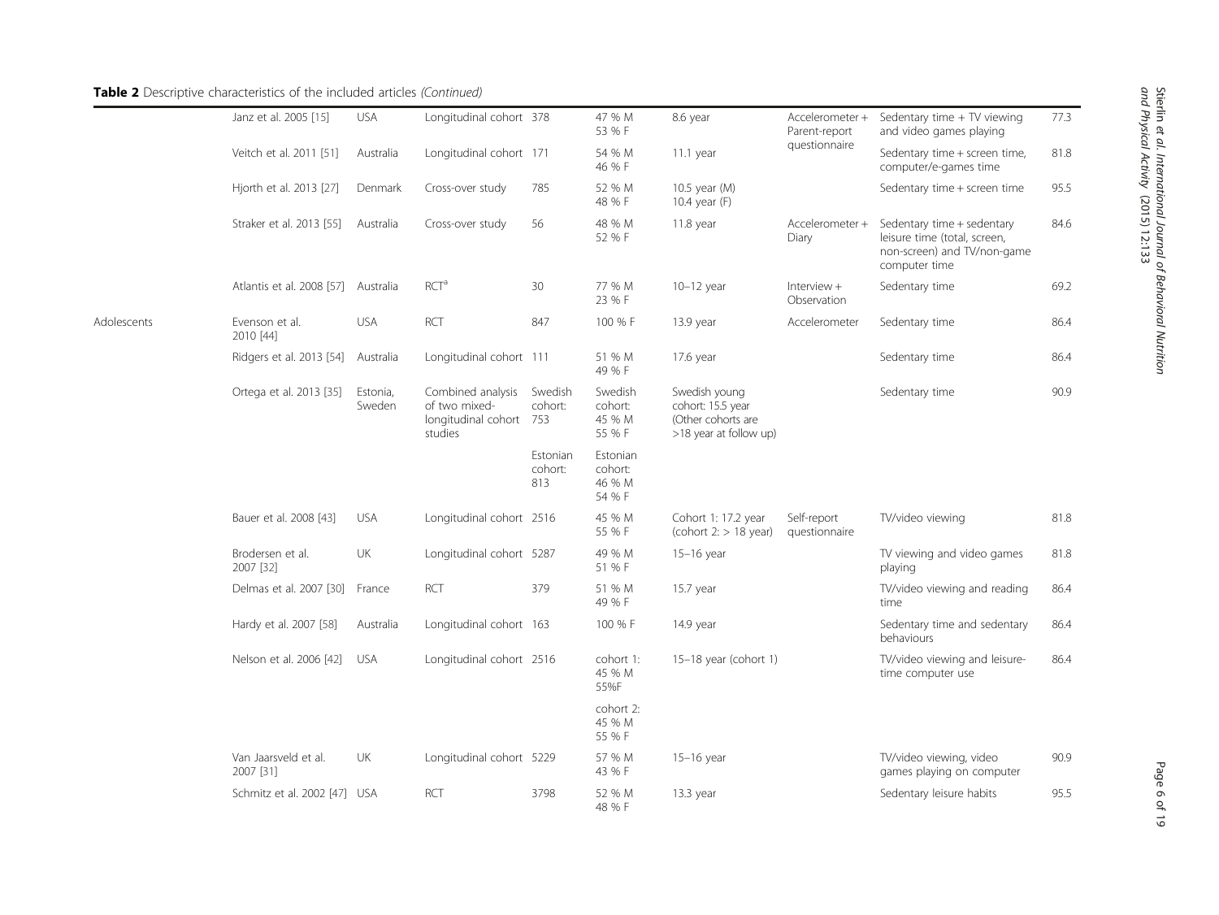**Table 2** Descriptive characteristics of the included articles *(Continued)*

| | | | | | | | | | |
|---|---|---|---|---|---|---|---|---|---|
| | Janz et al. 2005 [15] | USA | Longitudinal cohort | 378 | 47 % M 53 % F | 8.6 year | Accelerometer + Parent-report questionnaire | Sedentary time + TV viewing and video games playing | 77.3 |
| | Veitch et al. 2011 [51] | Australia | Longitudinal cohort | 171 | 54 % M 46 % F | 11.1 year | | Sedentary time + screen time, computer/e-games time | 81.8 |
| | Hjorth et al. 2013 [27] | Denmark | Cross-over study | 785 | 52 % M 48 % F | 10.5 year (M) 10.4 year (F) | | Sedentary time + screen time | 95.5 |
| | Straker et al. 2013 [55] | Australia | Cross-over study | 56 | 48 % M 52 % F | 11.8 year | Accelerometer + Diary | Sedentary time + sedentary leisure time (total, screen, non-screen) and TV/non-game computer time | 84.6 |
| | Atlantis et al. 2008 [57] | Australia | RCT[a] | 30 | 77 % M 23 % F | 10–12 year | Interview + Observation | Sedentary time | 69.2 |
| Adolescents | Evenson et al. 2010 [44] | USA | RCT | 847 | 100 % F | 13.9 year | Accelerometer | Sedentary time | 86.4 |
| | Ridgers et al. 2013 [54] | Australia | Longitudinal cohort | 111 | 51 % M 49 % F | 17.6 year | | Sedentary time | 86.4 |
| | Ortega et al. 2013 [35] | Estonia, Sweden | Combined analysis of two mixed-longitudinal cohort studies | Swedish cohort: 753 | Swedish cohort: 45 % M 55 % F | Swedish young cohort: 15.5 year (Other cohorts are >18 year at follow up) | | Sedentary time | 90.9 |
| | | | | Estonian cohort: 813 | Estonian cohort: 46 % M 54 % F | | | | |
| | Bauer et al. 2008 [43] | USA | Longitudinal cohort | 2516 | 45 % M 55 % F | Cohort 1: 17.2 year (cohort 2: > 18 year) | Self-report questionnaire | TV/video viewing | 81.8 |
| | Brodersen et al. 2007 [32] | UK | Longitudinal cohort | 5287 | 49 % M 51 % F | 15–16 year | | TV viewing and video games playing | 81.8 |
| | Delmas et al. 2007 [30] | France | RCT | 379 | 51 % M 49 % F | 15.7 year | | TV/video viewing and reading time | 86.4 |
| | Hardy et al. 2007 [58] | Australia | Longitudinal cohort | 163 | 100 % F | 14.9 year | | Sedentary time and sedentary behaviours | 86.4 |
| | Nelson et al. 2006 [42] | USA | Longitudinal cohort | 2516 | cohort 1: 45 % M 55%F | 15–18 year (cohort 1) | | TV/video viewing and leisure-time computer use | 86.4 |
| | | | | | cohort 2: 45 % M 55 % F | | | | |
| | Van Jaarsveld et al. 2007 [31] | UK | Longitudinal cohort | 5229 | 57 % M 43 % F | 15–16 year | | TV/video viewing, video games playing on computer | 90.9 |
| | Schmitz et al. 2002 [47] | USA | RCT | 3798 | 52 % M 48 % F | 13.3 year | | Sedentary leisure habits | 95.5 |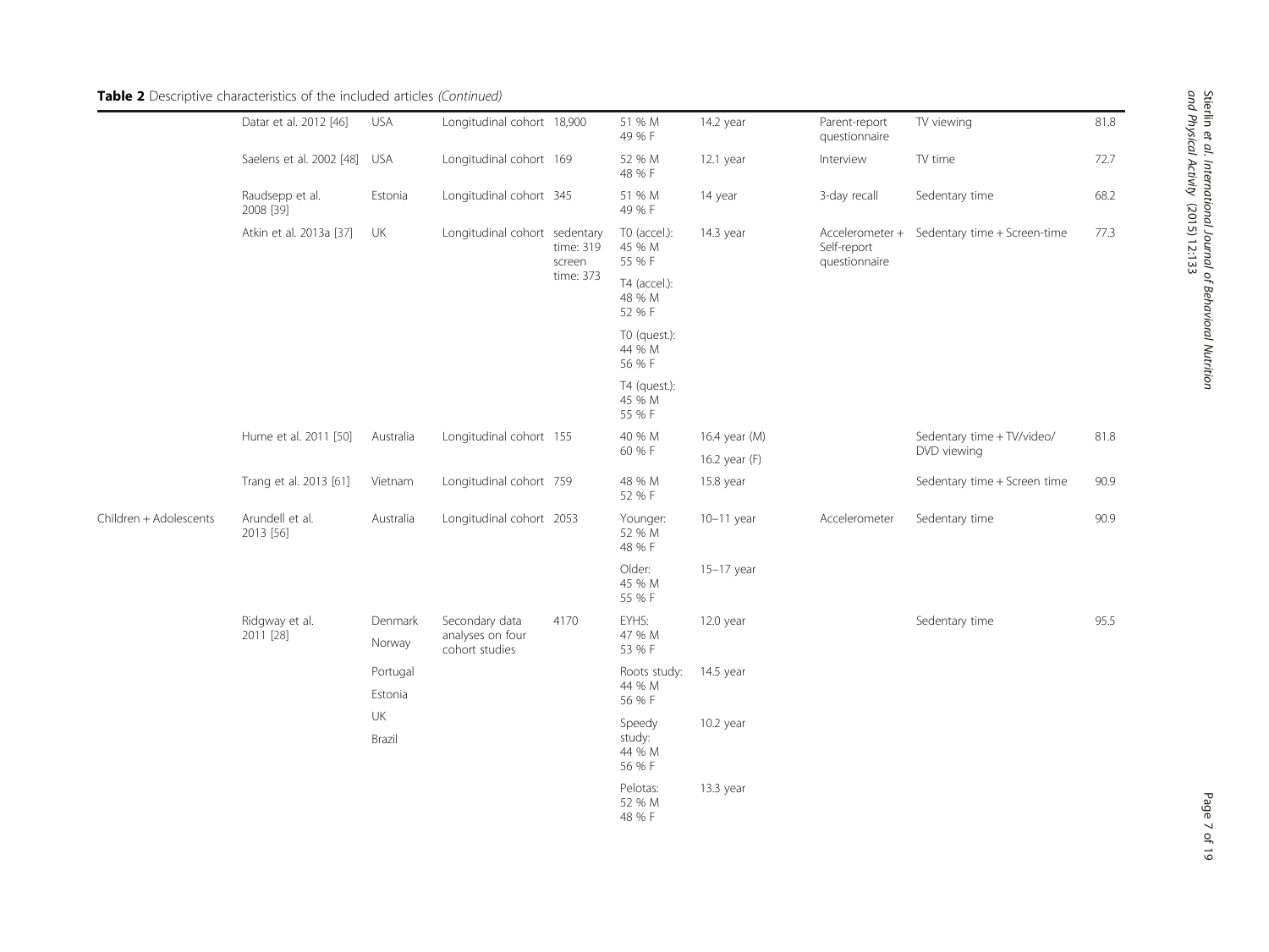**Table 2** Descriptive characteristics of the included articles *(Continued)*

| | | | | | | | | | |
|---|---|---|---|---|---|---|---|---|---|
| | Datar et al. 2012 [46] | USA | Longitudinal cohort | 18,900 | 51 % M 49 % F | 14.2 year | Parent-report questionnaire | TV viewing | 81.8 |
| | Saelens et al. 2002 [48] | USA | Longitudinal cohort | 169 | 52 % M 48 % F | 12.1 year | Interview | TV time | 72.7 |
| | Raudsepp et al. 2008 [39] | Estonia | Longitudinal cohort | 345 | 51 % M 49 % F | 14 year | 3-day recall | Sedentary time | 68.2 |
| | Atkin et al. 2013a [37] | UK | Longitudinal cohort | sedentary time: 319 screen time: 373 | T0 (accel.): 45 % M 55 % F | 14.3 year | Accelerometer + Self-report questionnaire | Sedentary time + Screen-time | 77.3 |
| | | | | | T4 (accel.): 48 % M 52 % F | | | | |
| | | | | | T0 (quest.): 44 % M 56 % F | | | | |
| | | | | | T4 (quest.): 45 % M 55 % F | | | | |
| | Hume et al. 2011 [50] | Australia | Longitudinal cohort | 155 | 40 % M 60 % F | 16.4 year (M) 16.2 year (F) | | Sedentary time + TV/video/ DVD viewing | 81.8 |
| | Trang et al. 2013 [61] | Vietnam | Longitudinal cohort | 759 | 48 % M 52 % F | 15.8 year | | Sedentary time + Screen time | 90.9 |
| Children + Adolescents | Arundell et al. 2013 [56] | Australia | Longitudinal cohort | 2053 | Younger: 52 % M 48 % F | 10–11 year | Accelerometer | Sedentary time | 90.9 |
| | | | | | Older: 45 % M 55 % F | 15–17 year | | | |
| | Ridgway et al. 2011 [28] | Denmark Norway Portugal Estonia UK Brazil | Secondary data analyses on four cohort studies | 4170 | EYHS: 47 % M 53 % F | 12.0 year | | Sedentary time | 95.5 |
| | | | | | Roots study: 44 % M 56 % F | 14.5 year | | | |
| | | | | | Speedy study: 44 % M 56 % F | 10.2 year | | | |
| | | | | | Pelotas: 52 % M 48 % F | 13.3 year | | | |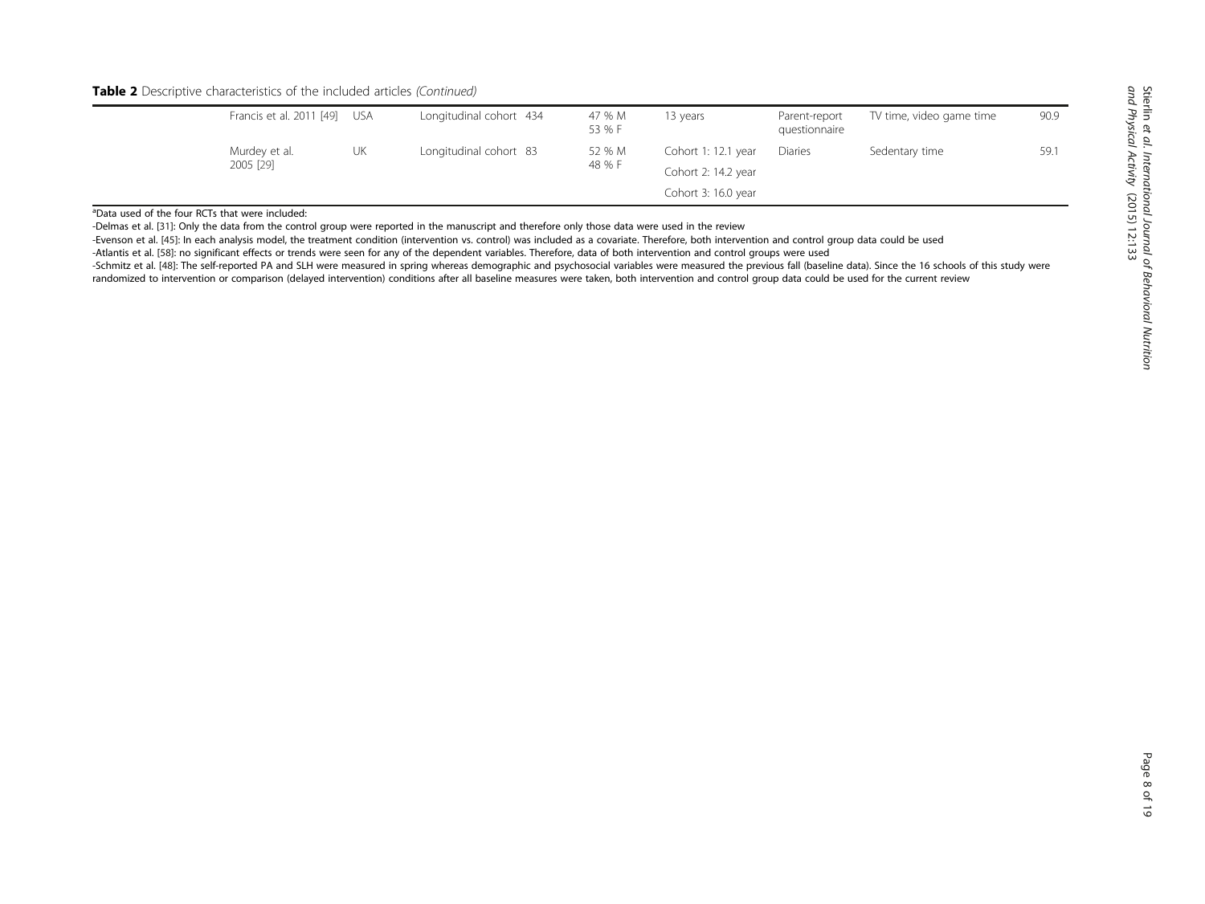**Table 2** Descriptive characteristics of the included articles *(Continued)*

| | | | | | | | | |
|---|---|---|---|---|---|---|---|---|
| | Francis et al. 2011 [49] | USA | Longitudinal cohort | 434 | 47 % M 53 % F | 13 years | Parent-report questionnaire | TV time, video game time | 90.9 |
| | Murdey et al. 2005 [29] | UK | Longitudinal cohort | 83 | 52 % M 48 % F | Cohort 1: 12.1 year<br>Cohort 2: 14.2 year<br>Cohort 3: 16.0 year | Diaries | Sedentary time | 59.1 |

[a]Data used of the four RCTs that were included:

-Delmas et al. [31]: Only the data from the control group were reported in the manuscript and therefore only those data were used in the review

-Evenson et al. [45]: In each analysis model, the treatment condition (intervention vs. control) was included as a covariate. Therefore, both intervention and control group data could be used

-Atlantis et al. [58]: no significant effects or trends were seen for any of the dependent variables. Therefore, data of both intervention and control groups were used

-Schmitz et al. [48]: The self-reported PA and SLH were measured in spring whereas demographic and psychosocial variables were measured the previous fall (baseline data). Since the 16 schools of this study were randomized to intervention or comparison (delayed intervention) conditions after all baseline measures were taken, both intervention and control group data could be used for the current review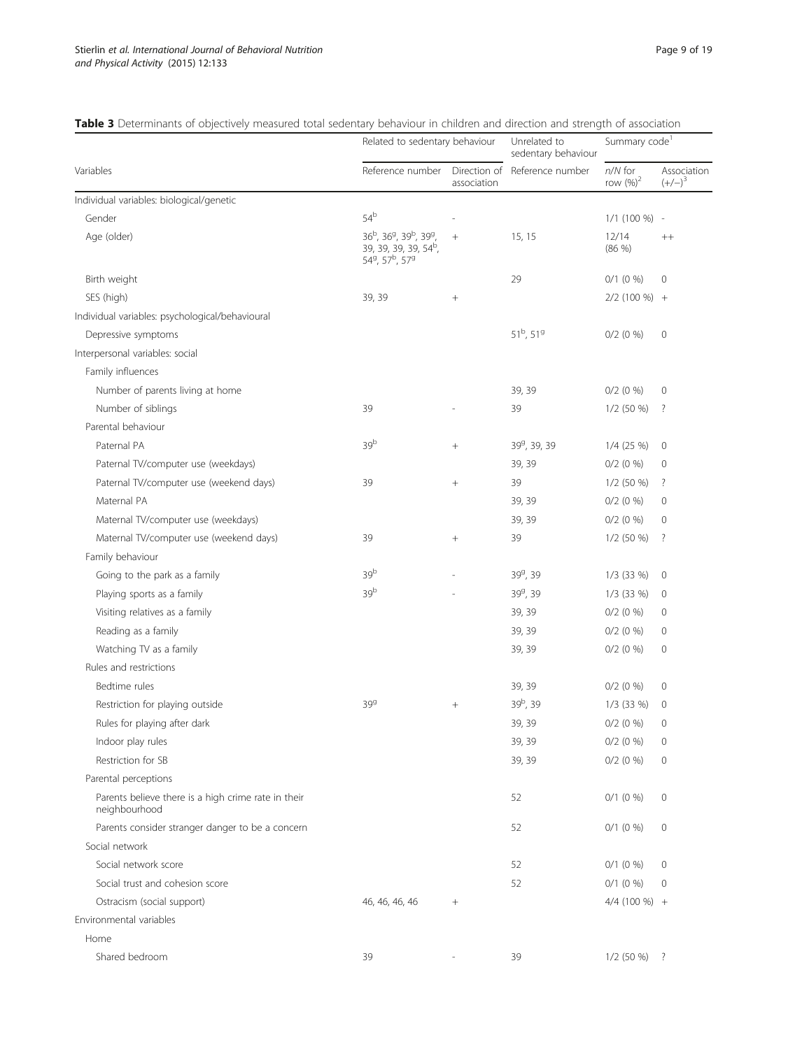**Table 3** Determinants of objectively measured total sedentary behaviour in children and direction and strength of association

| Variables | Related to sedentary behaviour | | Unrelated to sedentary behaviour | Summary code[1] | |
|---|---|---|---|---|---|
| | Reference number | Direction of association | Reference number | n/N for row (%)[2] | Association (+/−)[3] |
| Individual variables: biological/genetic | | | | | |
| Gender | 54[b] | - | | 1/1 (100 %) | - |
| Age (older) | 36[b], 36[g], 39[b], 39[g], 39, 39, 39, 39, 54[b], 54[g], 57[b], 57[g] | + | 15, 15 | 12/14 (86 %) | ++ |
| Birth weight | | | 29 | 0/1 (0 %) | 0 |
| SES (high) | 39, 39 | + | | 2/2 (100 %) | + |
| Individual variables: psychological/behavioural | | | | | |
| Depressive symptoms | | | 51[b], 51[g] | 0/2 (0 %) | 0 |
| Interpersonal variables: social | | | | | |
| Family influences | | | | | |
| Number of parents living at home | | | 39, 39 | 0/2 (0 %) | 0 |
| Number of siblings | 39 | - | 39 | 1/2 (50 %) | ? |
| Parental behaviour | | | | | |
| Paternal PA | 39[b] | + | 39[g], 39, 39 | 1/4 (25 %) | 0 |
| Paternal TV/computer use (weekdays) | | | 39, 39 | 0/2 (0 %) | 0 |
| Paternal TV/computer use (weekend days) | 39 | + | 39 | 1/2 (50 %) | ? |
| Maternal PA | | | 39, 39 | 0/2 (0 %) | 0 |
| Maternal TV/computer use (weekdays) | | | 39, 39 | 0/2 (0 %) | 0 |
| Maternal TV/computer use (weekend days) | 39 | + | 39 | 1/2 (50 %) | ? |
| Family behaviour | | | | | |
| Going to the park as a family | 39[b] | - | 39[g], 39 | 1/3 (33 %) | 0 |
| Playing sports as a family | 39[b] | - | 39[g], 39 | 1/3 (33 %) | 0 |
| Visiting relatives as a family | | | 39, 39 | 0/2 (0 %) | 0 |
| Reading as a family | | | 39, 39 | 0/2 (0 %) | 0 |
| Watching TV as a family | | | 39, 39 | 0/2 (0 %) | 0 |
| Rules and restrictions | | | | | |
| Bedtime rules | | | 39, 39 | 0/2 (0 %) | 0 |
| Restriction for playing outside | 39[g] | + | 39[b], 39 | 1/3 (33 %) | 0 |
| Rules for playing after dark | | | 39, 39 | 0/2 (0 %) | 0 |
| Indoor play rules | | | 39, 39 | 0/2 (0 %) | 0 |
| Restriction for SB | | | 39, 39 | 0/2 (0 %) | 0 |
| Parental perceptions | | | | | |
| Parents believe there is a high crime rate in their neighbourhood | | | 52 | 0/1 (0 %) | 0 |
| Parents consider stranger danger to be a concern | | | 52 | 0/1 (0 %) | 0 |
| Social network | | | | | |
| Social network score | | | 52 | 0/1 (0 %) | 0 |
| Social trust and cohesion score | | | 52 | 0/1 (0 %) | 0 |
| Ostracism (social support) | 46, 46, 46, 46 | + | | 4/4 (100 %) | + |
| Environmental variables | | | | | |
| Home | | | | | |
| Shared bedroom | 39 | - | 39 | 1/2 (50 %) | ? |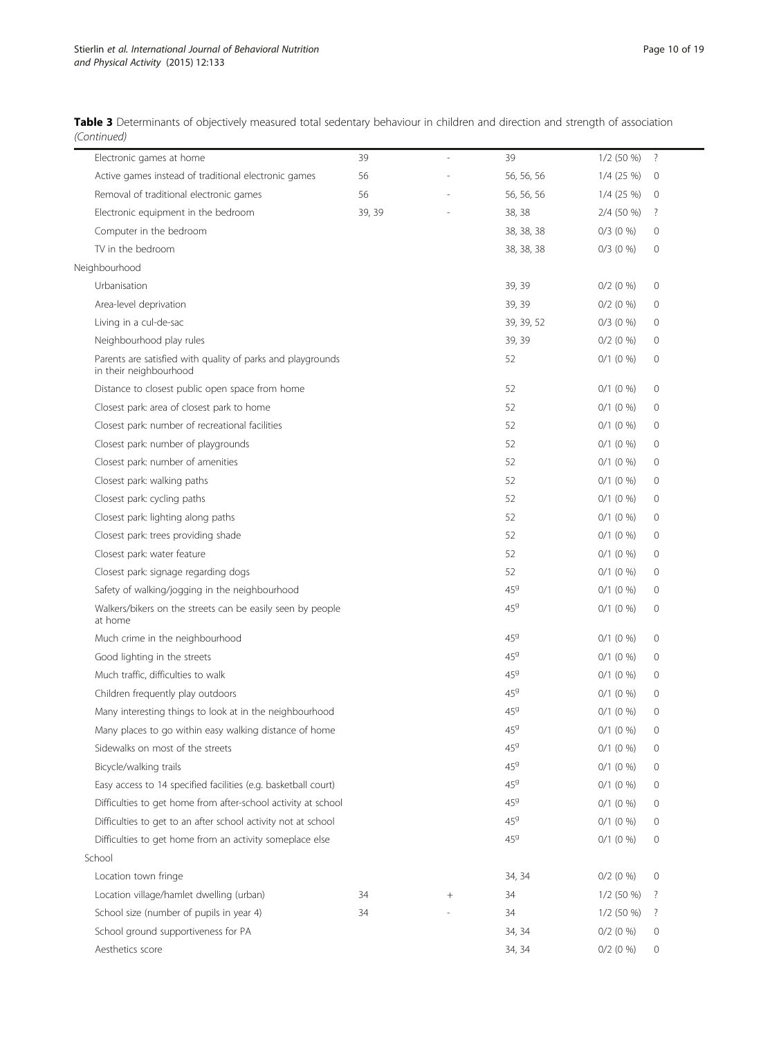**Table 3** Determinants of objectively measured total sedentary behaviour in children and direction and strength of association *(Continued)*

| | | | | | |
|---|---|---|---|---|---|
| Electronic games at home | 39 | - | 39 | 1/2 (50 %) | ? |
| Active games instead of traditional electronic games | 56 | - | 56, 56, 56 | 1/4 (25 %) | 0 |
| Removal of traditional electronic games | 56 | - | 56, 56, 56 | 1/4 (25 %) | 0 |
| Electronic equipment in the bedroom | 39, 39 | - | 38, 38 | 2/4 (50 %) | ? |
| Computer in the bedroom | | | 38, 38, 38 | 0/3 (0 %) | 0 |
| TV in the bedroom | | | 38, 38, 38 | 0/3 (0 %) | 0 |
| Neighbourhood | | | | | |
| Urbanisation | | | 39, 39 | 0/2 (0 %) | 0 |
| Area-level deprivation | | | 39, 39 | 0/2 (0 %) | 0 |
| Living in a cul-de-sac | | | 39, 39, 52 | 0/3 (0 %) | 0 |
| Neighbourhood play rules | | | 39, 39 | 0/2 (0 %) | 0 |
| Parents are satisfied with quality of parks and playgrounds in their neighbourhood | | | 52 | 0/1 (0 %) | 0 |
| Distance to closest public open space from home | | | 52 | 0/1 (0 %) | 0 |
| Closest park: area of closest park to home | | | 52 | 0/1 (0 %) | 0 |
| Closest park: number of recreational facilities | | | 52 | 0/1 (0 %) | 0 |
| Closest park: number of playgrounds | | | 52 | 0/1 (0 %) | 0 |
| Closest park: number of amenities | | | 52 | 0/1 (0 %) | 0 |
| Closest park: walking paths | | | 52 | 0/1 (0 %) | 0 |
| Closest park: cycling paths | | | 52 | 0/1 (0 %) | 0 |
| Closest park: lighting along paths | | | 52 | 0/1 (0 %) | 0 |
| Closest park: trees providing shade | | | 52 | 0/1 (0 %) | 0 |
| Closest park: water feature | | | 52 | 0/1 (0 %) | 0 |
| Closest park: signage regarding dogs | | | 52 | 0/1 (0 %) | 0 |
| Safety of walking/jogging in the neighbourhood | | | 45[g] | 0/1 (0 %) | 0 |
| Walkers/bikers on the streets can be easily seen by people at home | | | 45[g] | 0/1 (0 %) | 0 |
| Much crime in the neighbourhood | | | 45[g] | 0/1 (0 %) | 0 |
| Good lighting in the streets | | | 45[g] | 0/1 (0 %) | 0 |
| Much traffic, difficulties to walk | | | 45[g] | 0/1 (0 %) | 0 |
| Children frequently play outdoors | | | 45[g] | 0/1 (0 %) | 0 |
| Many interesting things to look at in the neighbourhood | | | 45[g] | 0/1 (0 %) | 0 |
| Many places to go within easy walking distance of home | | | 45[g] | 0/1 (0 %) | 0 |
| Sidewalks on most of the streets | | | 45[g] | 0/1 (0 %) | 0 |
| Bicycle/walking trails | | | 45[g] | 0/1 (0 %) | 0 |
| Easy access to 14 specified facilities (e.g. basketball court) | | | 45[g] | 0/1 (0 %) | 0 |
| Difficulties to get home from after-school activity at school | | | 45[g] | 0/1 (0 %) | 0 |
| Difficulties to get to an after school activity not at school | | | 45[g] | 0/1 (0 %) | 0 |
| Difficulties to get home from an activity someplace else | | | 45[g] | 0/1 (0 %) | 0 |
| School | | | | | |
| Location town fringe | | | 34, 34 | 0/2 (0 %) | 0 |
| Location village/hamlet dwelling (urban) | 34 | + | 34 | 1/2 (50 %) | ? |
| School size (number of pupils in year 4) | 34 | - | 34 | 1/2 (50 %) | ? |
| School ground supportiveness for PA | | | 34, 34 | 0/2 (0 %) | 0 |
| Aesthetics score | | | 34, 34 | 0/2 (0 %) | 0 |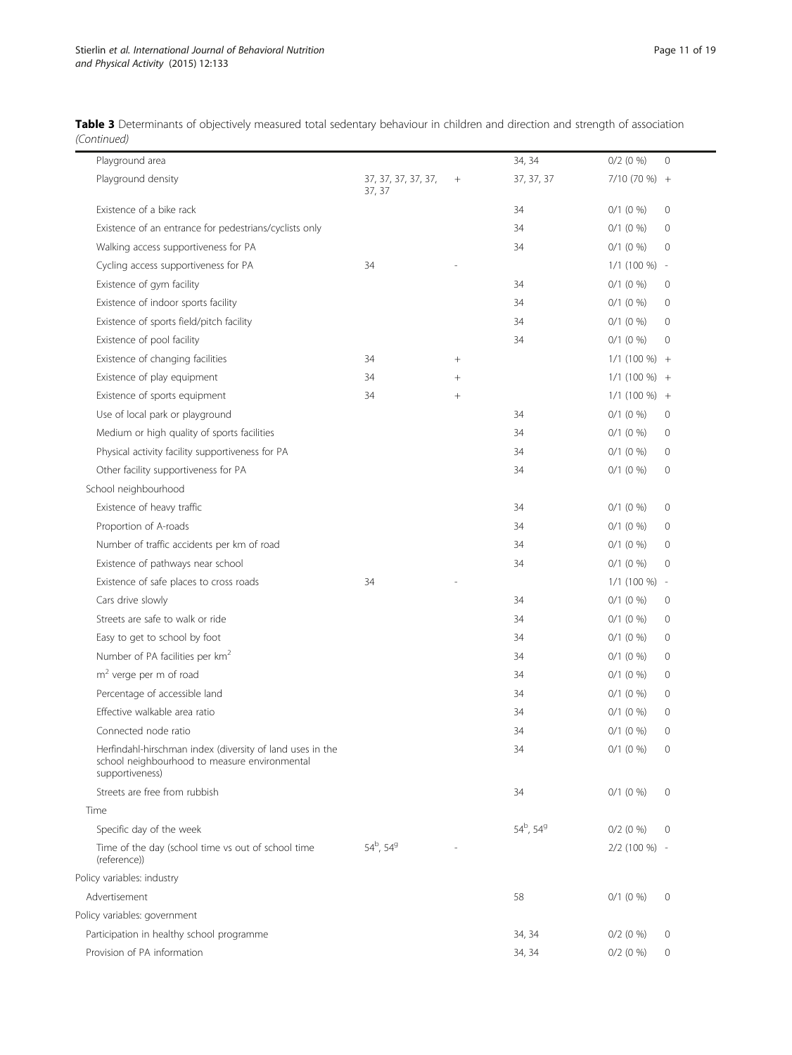**Table 3** Determinants of objectively measured total sedentary behaviour in children and direction and strength of association *(Continued)*

| | | | | | |
|---|---|---|---|---|---|
| Playground area | | | 34, 34 | 0/2 (0 %) | 0 |
| Playground density | 37, 37, 37, 37, 37, 37 | + | 37, 37, 37 | 7/10 (70 %) | + |
| Existence of a bike rack | | | 34 | 0/1 (0 %) | 0 |
| Existence of an entrance for pedestrians/cyclists only | | | 34 | 0/1 (0 %) | 0 |
| Walking access supportiveness for PA | | | 34 | 0/1 (0 %) | 0 |
| Cycling access supportiveness for PA | 34 | - | | 1/1 (100 %) | - |
| Existence of gym facility | | | 34 | 0/1 (0 %) | 0 |
| Existence of indoor sports facility | | | 34 | 0/1 (0 %) | 0 |
| Existence of sports field/pitch facility | | | 34 | 0/1 (0 %) | 0 |
| Existence of pool facility | | | 34 | 0/1 (0 %) | 0 |
| Existence of changing facilities | 34 | + | | 1/1 (100 %) | + |
| Existence of play equipment | 34 | + | | 1/1 (100 %) | + |
| Existence of sports equipment | 34 | + | | 1/1 (100 %) | + |
| Use of local park or playground | | | 34 | 0/1 (0 %) | 0 |
| Medium or high quality of sports facilities | | | 34 | 0/1 (0 %) | 0 |
| Physical activity facility supportiveness for PA | | | 34 | 0/1 (0 %) | 0 |
| Other facility supportiveness for PA | | | 34 | 0/1 (0 %) | 0 |
| School neighbourhood | | | | | |
| Existence of heavy traffic | | | 34 | 0/1 (0 %) | 0 |
| Proportion of A-roads | | | 34 | 0/1 (0 %) | 0 |
| Number of traffic accidents per km of road | | | 34 | 0/1 (0 %) | 0 |
| Existence of pathways near school | | | 34 | 0/1 (0 %) | 0 |
| Existence of safe places to cross roads | 34 | - | | 1/1 (100 %) | - |
| Cars drive slowly | | | 34 | 0/1 (0 %) | 0 |
| Streets are safe to walk or ride | | | 34 | 0/1 (0 %) | 0 |
| Easy to get to school by foot | | | 34 | 0/1 (0 %) | 0 |
| Number of PA facilities per $km^2$ | | | 34 | 0/1 (0 %) | 0 |
| $m^2$ verge per m of road | | | 34 | 0/1 (0 %) | 0 |
| Percentage of accessible land | | | 34 | 0/1 (0 %) | 0 |
| Effective walkable area ratio | | | 34 | 0/1 (0 %) | 0 |
| Connected node ratio | | | 34 | 0/1 (0 %) | 0 |
| Herfindahl-hirschman index (diversity of land uses in the school neighbourhood to measure environmental supportiveness) | | | 34 | 0/1 (0 %) | 0 |
| Streets are free from rubbish | | | 34 | 0/1 (0 %) | 0 |
| Time | | | | | |
| Specific day of the week | | | 54[b], 54[g] | 0/2 (0 %) | 0 |
| Time of the day (school time vs out of school time (reference)) | 54[b], 54[g] | - | | 2/2 (100 %) | - |
| Policy variables: industry | | | | | |
| Advertisement | | | 58 | 0/1 (0 %) | 0 |
| Policy variables: government | | | | | |
| Participation in healthy school programme | | | 34, 34 | 0/2 (0 %) | 0 |
| Provision of PA information | | | 34, 34 | 0/2 (0 %) | 0 |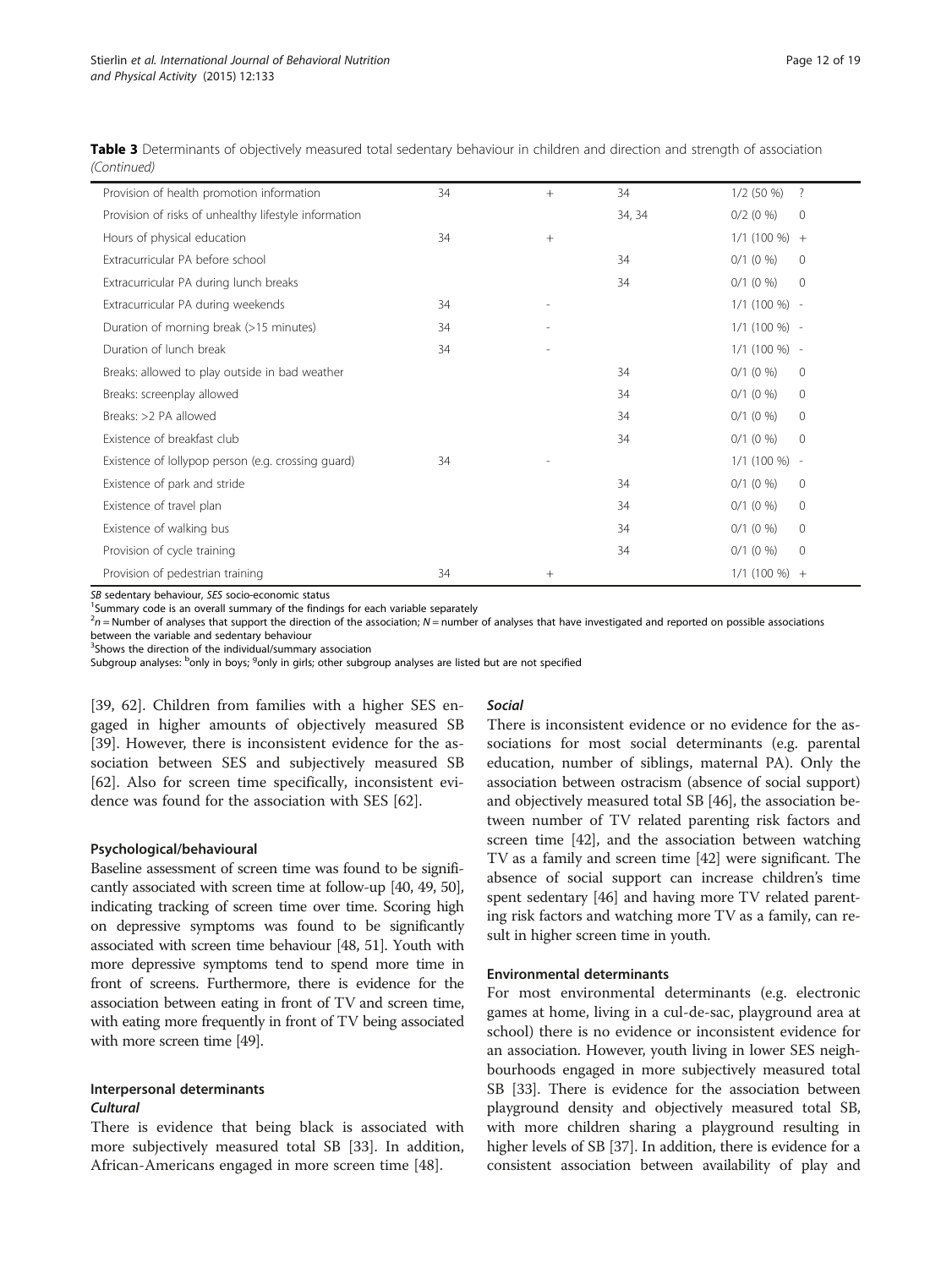**Table 3** Determinants of objectively measured total sedentary behaviour in children and direction and strength of association *(Continued)*

| | | | | | |
|---|---|---|---|---|---|
| Provision of health promotion information | 34 | + | 34 | 1/2 (50 %) | ? |
| Provision of risks of unhealthy lifestyle information | | | 34, 34 | 0/2 (0 %) | 0 |
| Hours of physical education | 34 | + | | 1/1 (100 %) | + |
| Extracurricular PA before school | | | 34 | 0/1 (0 %) | 0 |
| Extracurricular PA during lunch breaks | | | 34 | 0/1 (0 %) | 0 |
| Extracurricular PA during weekends | 34 | - | | 1/1 (100 %) | - |
| Duration of morning break (>15 minutes) | 34 | - | | 1/1 (100 %) | - |
| Duration of lunch break | 34 | - | | 1/1 (100 %) | - |
| Breaks: allowed to play outside in bad weather | | | 34 | 0/1 (0 %) | 0 |
| Breaks: screenplay allowed | | | 34 | 0/1 (0 %) | 0 |
| Breaks: >2 PA allowed | | | 34 | 0/1 (0 %) | 0 |
| Existence of breakfast club | | | 34 | 0/1 (0 %) | 0 |
| Existence of lollypop person (e.g. crossing guard) | 34 | - | | 1/1 (100 %) | - |
| Existence of park and stride | | | 34 | 0/1 (0 %) | 0 |
| Existence of travel plan | | | 34 | 0/1 (0 %) | 0 |
| Existence of walking bus | | | 34 | 0/1 (0 %) | 0 |
| Provision of cycle training | | | 34 | 0/1 (0 %) | 0 |
| Provision of pedestrian training | 34 | + | | 1/1 (100 %) | + |

*SB* sedentary behaviour, *SES* socio-economic status
[1]Summary code is an overall summary of the findings for each variable separately
[2]*n* = Number of analyses that support the direction of the association; *N* = number of analyses that have investigated and reported on possible associations between the variable and sedentary behaviour
[3]Shows the direction of the individual/summary association
Subgroup analyses: [b]only in boys; [g]only in girls; other subgroup analyses are listed but are not specified

[39, 62]. Children from families with a higher SES engaged in higher amounts of objectively measured SB [39]. However, there is inconsistent evidence for the association between SES and subjectively measured SB [62]. Also for screen time specifically, inconsistent evidence was found for the association with SES [62].

#### Psychological/behavioural

Baseline assessment of screen time was found to be significantly associated with screen time at follow-up [40, 49, 50], indicating tracking of screen time over time. Scoring high on depressive symptoms was found to be significantly associated with screen time behaviour [48, 51]. Youth with more depressive symptoms tend to spend more time in front of screens. Furthermore, there is evidence for the association between eating in front of TV and screen time, with eating more frequently in front of TV being associated with more screen time [49].

#### Interpersonal determinants

##### *Cultural*

There is evidence that being black is associated with more subjectively measured total SB [33]. In addition, African-Americans engaged in more screen time [48].

##### *Social*

There is inconsistent evidence or no evidence for the associations for most social determinants (e.g. parental education, number of siblings, maternal PA). Only the association between ostracism (absence of social support) and objectively measured total SB [46], the association between number of TV related parenting risk factors and screen time [42], and the association between watching TV as a family and screen time [42] were significant. The absence of social support can increase children's time spent sedentary [46] and having more TV related parenting risk factors and watching more TV as a family, can result in higher screen time in youth.

#### Environmental determinants

For most environmental determinants (e.g. electronic games at home, living in a cul-de-sac, playground area at school) there is no evidence or inconsistent evidence for an association. However, youth living in lower SES neighbourhoods engaged in more subjectively measured total SB [33]. There is evidence for the association between playground density and objectively measured total SB, with more children sharing a playground resulting in higher levels of SB [37]. In addition, there is evidence for a consistent association between availability of play and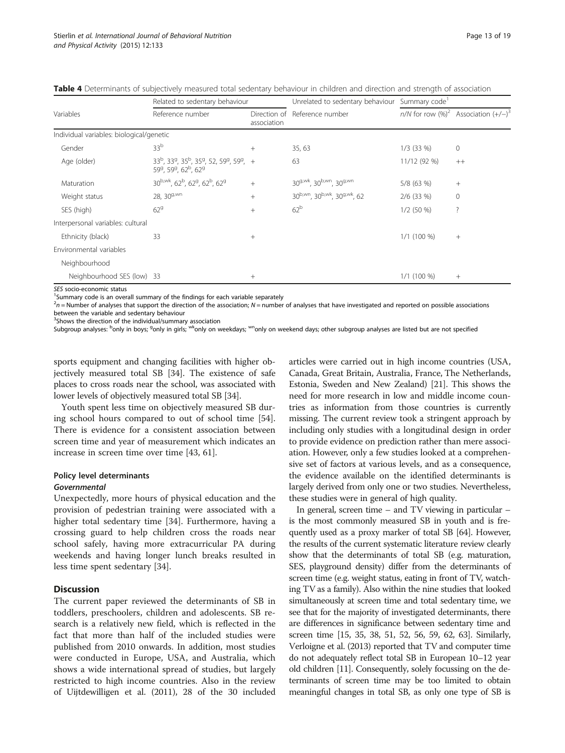**Table 4** Determinants of subjectively measured total sedentary behaviour in children and direction and strength of association

| Variables | Related to sedentary behaviour | | Unrelated to sedentary behaviour | Summary code[1] | |
|---|---|---|---|---|---|
| | Reference number | Direction of association | Reference number | *n/N* for row (%)[2] | Association (+/−)[3] |
| Individual variables: biological/genetic | | | | | |
| Gender | 33[b] | + | 35, 63 | 1/3 (33 %) | 0 |
| Age (older) | 33[b], 33[g], 35[b], 35[g], 52, 59[g], 59[g], 59[g], 59[g], 62[b], 62[g] | + | 63 | 11/12 (92 %) | ++ |
| Maturation | 30[b,wk], 62[b], 62[g], 62[b], 62[g] | + | 30[g,wk], 30[b,wn], 30[g,wn] | 5/8 (63 %) | + |
| Weight status | 28, 30[g,wn] | + | 30[b,wn], 30[b,wk], 30[g,wk], 62 | 2/6 (33 %) | 0 |
| SES (high) | 62[g] | + | 62[b] | 1/2 (50 %) | ? |
| Interpersonal variables: cultural | | | | | |
| Ethnicity (black) | 33 | + | | 1/1 (100 %) | + |
| Environmental variables | | | | | |
| Neighbourhood | | | | | |
| Neighbourhood SES (low) | 33 | + | | 1/1 (100 %) | + |

*SES* socio-economic status
[1]Summary code is an overall summary of the findings for each variable separately
[2]*n* = Number of analyses that support the direction of the association; *N* = number of analyses that have investigated and reported on possible associations between the variable and sedentary behaviour
[3]Shows the direction of the individual/summary association
Subgroup analyses: [b]only in boys; [g]only in girls; [wk]only on weekdays; [wn]only on weekend days; other subgroup analyses are listed but are not specified

sports equipment and changing facilities with higher objectively measured total SB [34]. The existence of safe places to cross roads near the school, was associated with lower levels of objectively measured total SB [34].

Youth spent less time on objectively measured SB during school hours compared to out of school time [54]. There is evidence for a consistent association between screen time and year of measurement which indicates an increase in screen time over time [43, 61].

#### Policy level determinants

##### *Governmental*

Unexpectedly, more hours of physical education and the provision of pedestrian training were associated with a higher total sedentary time [34]. Furthermore, having a crossing guard to help children cross the roads near school safely, having more extracurricular PA during weekends and having longer lunch breaks resulted in less time spent sedentary [34].

## Discussion

The current paper reviewed the determinants of SB in toddlers, preschoolers, children and adolescents. SB research is a relatively new field, which is reflected in the fact that more than half of the included studies were published from 2010 onwards. In addition, most studies were conducted in Europe, USA, and Australia, which shows a wide international spread of studies, but largely restricted to high income countries. Also in the review of Uijtdewilligen et al. (2011), 28 of the 30 included articles were carried out in high income countries (USA, Canada, Great Britain, Australia, France, The Netherlands, Estonia, Sweden and New Zealand) [21]. This shows the need for more research in low and middle income countries as information from those countries is currently missing. The current review took a stringent approach by including only studies with a longitudinal design in order to provide evidence on prediction rather than mere association. However, only a few studies looked at a comprehensive set of factors at various levels, and as a consequence, the evidence available on the identified determinants is largely derived from only one or two studies. Nevertheless, these studies were in general of high quality.

In general, screen time – and TV viewing in particular – is the most commonly measured SB in youth and is frequently used as a proxy marker of total SB [64]. However, the results of the current systematic literature review clearly show that the determinants of total SB (e.g. maturation, SES, playground density) differ from the determinants of screen time (e.g. weight status, eating in front of TV, watching TV as a family). Also within the nine studies that looked simultaneously at screen time and total sedentary time, we see that for the majority of investigated determinants, there are differences in significance between sedentary time and screen time [15, 35, 38, 51, 52, 56, 59, 62, 63]. Similarly, Verloigne et al. (2013) reported that TV and computer time do not adequately reflect total SB in European 10–12 year old children [11]. Consequently, solely focussing on the determinants of screen time may be too limited to obtain meaningful changes in total SB, as only one type of SB is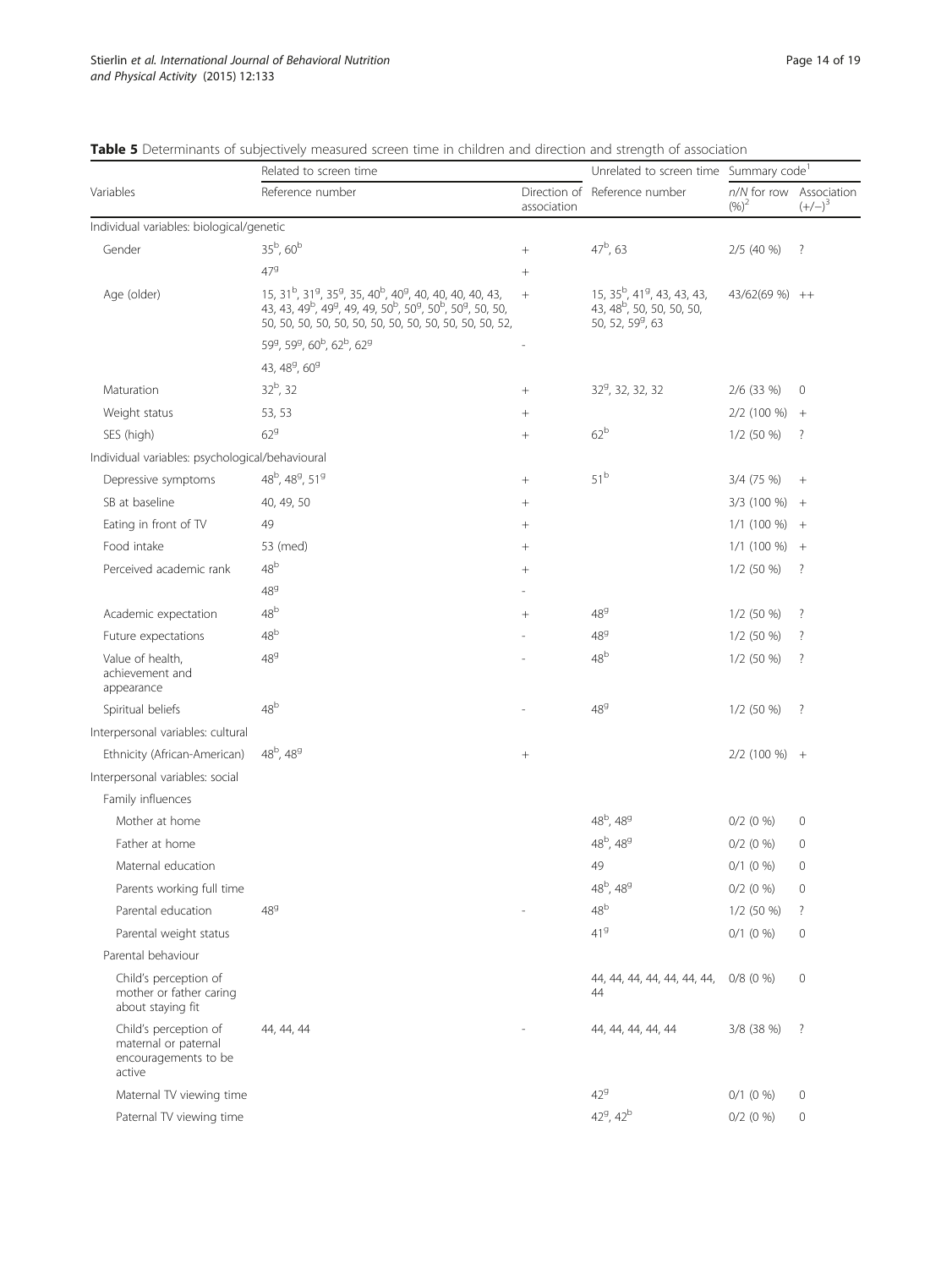**Table 5** Determinants of subjectively measured screen time in children and direction and strength of association

| Variables | Related to screen time | | Unrelated to screen time | Summary code[1] | |
|---|---|---|---|---|---|
| | Reference number | Direction of association | Reference number | n/N for row (%)[2] | Association (+/−)[3] |
| Individual variables: biological/genetic | | | | | |
| Gender | 35[b], 60[b] | + | 47[b], 63 | 2/5 (40 %) | ? |
| | 47[g] | + | | | |
| Age (older) | 15, 31[b], 31[g], 35[g], 35, 40[b], 40[g], 40, 40, 40, 40, 43, 43, 43, 49[b], 49[g], 49, 49, 50[b], 50[g], 50[b], 50[g], 50, 50, 50, 50, 50, 50, 50, 50, 50, 50, 50, 50, 50, 50, 52, | + | 15, 35[b], 41[g], 43, 43, 43, 43, 48[b], 50, 50, 50, 50, 50, 52, 59[g], 63 | 43/62(69 %) | ++ |
| | 59[g], 59[g], 60[b], 62[b], 62[g] | - | | | |
| | 43, 48[g], 60[g] | | | | |
| Maturation | 32[b], 32 | + | 32[g], 32, 32, 32 | 2/6 (33 %) | 0 |
| Weight status | 53, 53 | + | | 2/2 (100 %) | + |
| SES (high) | 62[g] | + | 62[b] | 1/2 (50 %) | ? |
| Individual variables: psychological/behavioural | | | | | |
| Depressive symptoms | 48[b], 48[g], 51[g] | + | 51[b] | 3/4 (75 %) | + |
| SB at baseline | 40, 49, 50 | + | | 3/3 (100 %) | + |
| Eating in front of TV | 49 | + | | 1/1 (100 %) | + |
| Food intake | 53 (med) | + | | 1/1 (100 %) | + |
| Perceived academic rank | 48[b] | + | | 1/2 (50 %) | ? |
| | 48[g] | - | | | |
| Academic expectation | 48[b] | + | 48[g] | 1/2 (50 %) | ? |
| Future expectations | 48[b] | - | 48[g] | 1/2 (50 %) | ? |
| Value of health, achievement and appearance | 48[g] | - | 48[b] | 1/2 (50 %) | ? |
| Spiritual beliefs | 48[b] | - | 48[g] | 1/2 (50 %) | ? |
| Interpersonal variables: cultural | | | | | |
| Ethnicity (African-American) | 48[b], 48[g] | + | | 2/2 (100 %) | + |
| Interpersonal variables: social | | | | | |
| Family influences | | | | | |
| Mother at home | | | 48[b], 48[g] | 0/2 (0 %) | 0 |
| Father at home | | | 48[b], 48[g] | 0/2 (0 %) | 0 |
| Maternal education | | | 49 | 0/1 (0 %) | 0 |
| Parents working full time | | | 48[b], 48[g] | 0/2 (0 %) | 0 |
| Parental education | 48[g] | - | 48[b] | 1/2 (50 %) | ? |
| Parental weight status | | | 41[g] | 0/1 (0 %) | 0 |
| Parental behaviour | | | | | |
| Child's perception of mother or father caring about staying fit | | | 44, 44, 44, 44, 44, 44, 44, 44 | 0/8 (0 %) | 0 |
| Child's perception of maternal or paternal encouragements to be active | 44, 44, 44 | - | 44, 44, 44, 44, 44 | 3/8 (38 %) | ? |
| Maternal TV viewing time | | | 42[g] | 0/1 (0 %) | 0 |
| Paternal TV viewing time | | | 42[g], 42[b] | 0/2 (0 %) | 0 |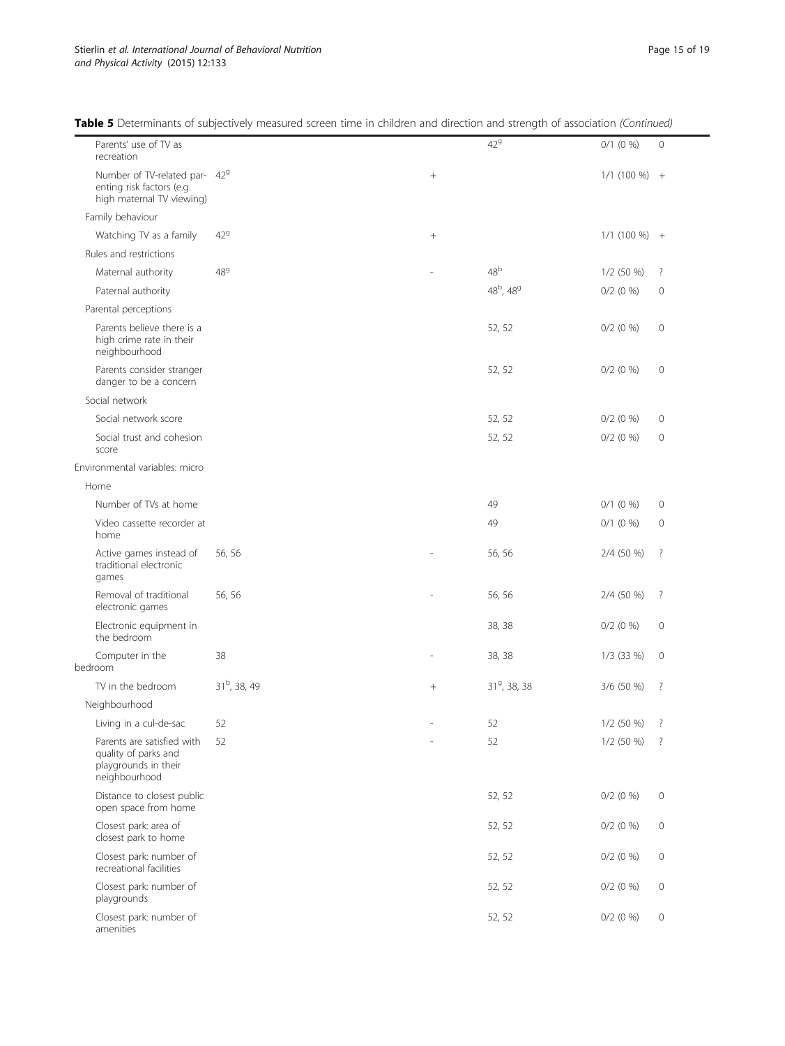**Table 5** Determinants of subjectively measured screen time in children and direction and strength of association *(Continued)*

| | | | | | |
|---|---|---|---|---|---|
| Parents' use of TV as recreation | | | 42[g] | 0/1 (0 %) | 0 |
| Number of TV-related parenting risk factors (e.g. high maternal TV viewing) | 42[g] | + | | 1/1 (100 %) | + |
| Family behaviour | | | | | |
| Watching TV as a family | 42[g] | + | | 1/1 (100 %) | + |
| Rules and restrictions | | | | | |
| Maternal authority | 48[g] | - | 48[b] | 1/2 (50 %) | ? |
| Paternal authority | | | 48[b], 48[g] | 0/2 (0 %) | 0 |
| Parental perceptions | | | | | |
| Parents believe there is a high crime rate in their neighbourhood | | | 52, 52 | 0/2 (0 %) | 0 |
| Parents consider stranger danger to be a concern | | | 52, 52 | 0/2 (0 %) | 0 |
| Social network | | | | | |
| Social network score | | | 52, 52 | 0/2 (0 %) | 0 |
| Social trust and cohesion score | | | 52, 52 | 0/2 (0 %) | 0 |
| Environmental variables: micro | | | | | |
| Home | | | | | |
| Number of TVs at home | | | 49 | 0/1 (0 %) | 0 |
| Video cassette recorder at home | | | 49 | 0/1 (0 %) | 0 |
| Active games instead of traditional electronic games | 56, 56 | - | 56, 56 | 2/4 (50 %) | ? |
| Removal of traditional electronic games | 56, 56 | - | 56, 56 | 2/4 (50 %) | ? |
| Electronic equipment in the bedroom | | | 38, 38 | 0/2 (0 %) | 0 |
| Computer in the bedroom | 38 | - | 38, 38 | 1/3 (33 %) | 0 |
| TV in the bedroom | 31[b], 38, 49 | + | 31[g], 38, 38 | 3/6 (50 %) | ? |
| Neighbourhood | | | | | |
| Living in a cul-de-sac | 52 | - | 52 | 1/2 (50 %) | ? |
| Parents are satisfied with quality of parks and playgrounds in their neighbourhood | 52 | - | 52 | 1/2 (50 %) | ? |
| Distance to closest public open space from home | | | 52, 52 | 0/2 (0 %) | 0 |
| Closest park: area of closest park to home | | | 52, 52 | 0/2 (0 %) | 0 |
| Closest park: number of recreational facilities | | | 52, 52 | 0/2 (0 %) | 0 |
| Closest park: number of playgrounds | | | 52, 52 | 0/2 (0 %) | 0 |
| Closest park: number of amenities | | | 52, 52 | 0/2 (0 %) | 0 |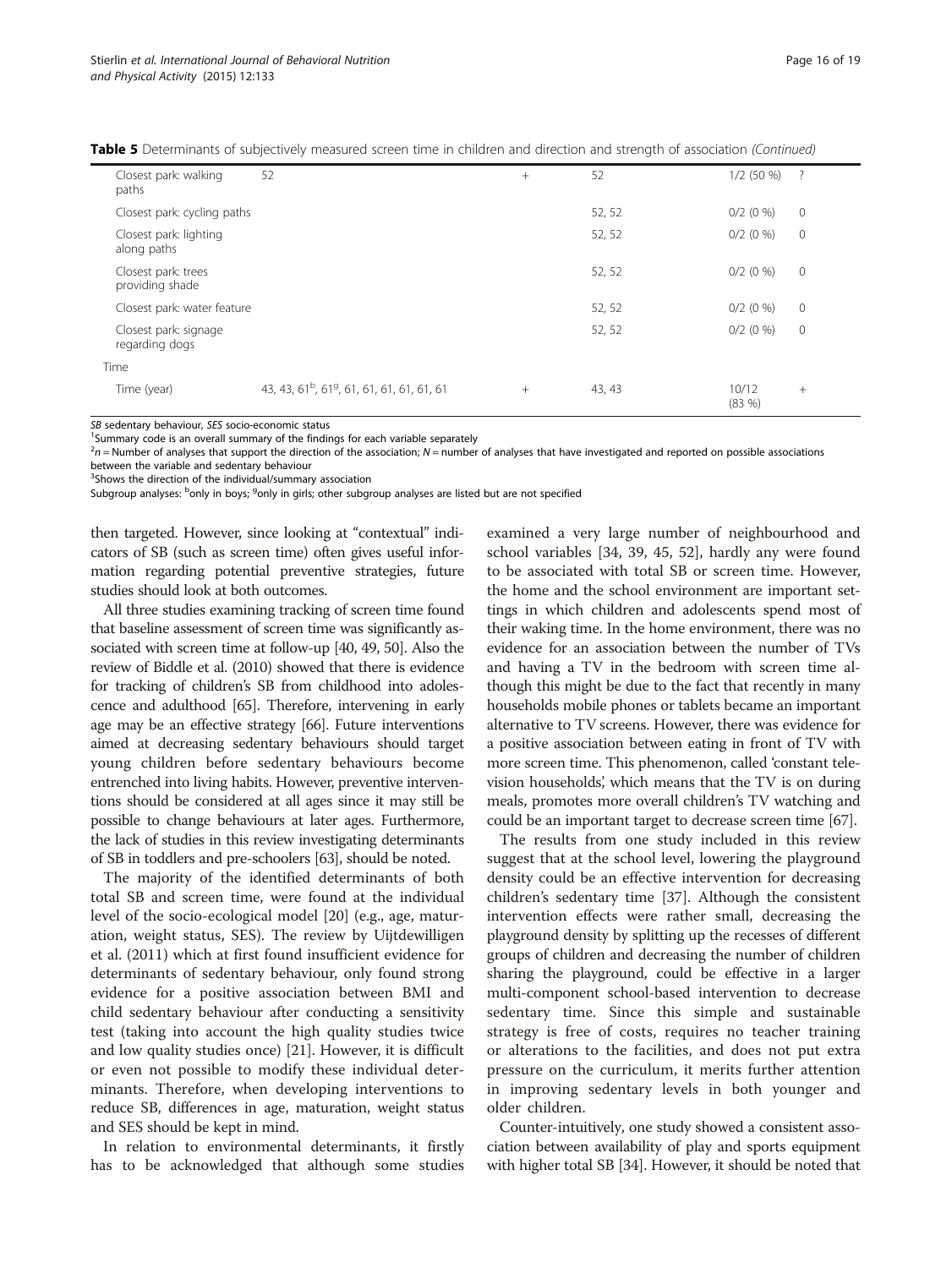**Table 5** Determinants of subjectively measured screen time in children and direction and strength of association *(Continued)*

| | | | | | |
|---|---|---|---|---|---|
| Closest park: walking paths | 52 | + | 52 | 1/2 (50 %) | ? |
| Closest park: cycling paths | | | 52, 52 | 0/2 (0 %) | 0 |
| Closest park: lighting along paths | | | 52, 52 | 0/2 (0 %) | 0 |
| Closest park: trees providing shade | | | 52, 52 | 0/2 (0 %) | 0 |
| Closest park: water feature | | | 52, 52 | 0/2 (0 %) | 0 |
| Closest park: signage regarding dogs | | | 52, 52 | 0/2 (0 %) | 0 |
| Time | | | | | |
| Time (year) | 43, 43, 61[b], 61[g], 61, 61, 61, 61, 61, 61 | + | 43, 43 | 10/12 (83 %) | + |

SB sedentary behaviour, SES socio-economic status

[1]Summary code is an overall summary of the findings for each variable separately

[2]n = Number of analyses that support the direction of the association; N = number of analyses that have investigated and reported on possible associations between the variable and sedentary behaviour

[3]Shows the direction of the individual/summary association

Subgroup analyses: [b]only in boys; [g]only in girls; other subgroup analyses are listed but are not specified

then targeted. However, since looking at "contextual" indicators of SB (such as screen time) often gives useful information regarding potential preventive strategies, future studies should look at both outcomes.

All three studies examining tracking of screen time found that baseline assessment of screen time was significantly associated with screen time at follow-up [40, 49, 50]. Also the review of Biddle et al. (2010) showed that there is evidence for tracking of children's SB from childhood into adolescence and adulthood [65]. Therefore, intervening in early age may be an effective strategy [66]. Future interventions aimed at decreasing sedentary behaviours should target young children before sedentary behaviours become entrenched into living habits. However, preventive interventions should be considered at all ages since it may still be possible to change behaviours at later ages. Furthermore, the lack of studies in this review investigating determinants of SB in toddlers and pre-schoolers [63], should be noted.

The majority of the identified determinants of both total SB and screen time, were found at the individual level of the socio-ecological model [20] (e.g., age, maturation, weight status, SES). The review by Uijtdewilligen et al. (2011) which at first found insufficient evidence for determinants of sedentary behaviour, only found strong evidence for a positive association between BMI and child sedentary behaviour after conducting a sensitivity test (taking into account the high quality studies twice and low quality studies once) [21]. However, it is difficult or even not possible to modify these individual determinants. Therefore, when developing interventions to reduce SB, differences in age, maturation, weight status and SES should be kept in mind.

In relation to environmental determinants, it firstly has to be acknowledged that although some studies examined a very large number of neighbourhood and school variables [34, 39, 45, 52], hardly any were found to be associated with total SB or screen time. However, the home and the school environment are important settings in which children and adolescents spend most of their waking time. In the home environment, there was no evidence for an association between the number of TVs and having a TV in the bedroom with screen time although this might be due to the fact that recently in many households mobile phones or tablets became an important alternative to TV screens. However, there was evidence for a positive association between eating in front of TV with more screen time. This phenomenon, called 'constant television households', which means that the TV is on during meals, promotes more overall children's TV watching and could be an important target to decrease screen time [67].

The results from one study included in this review suggest that at the school level, lowering the playground density could be an effective intervention for decreasing children's sedentary time [37]. Although the consistent intervention effects were rather small, decreasing the playground density by splitting up the recesses of different groups of children and decreasing the number of children sharing the playground, could be effective in a larger multi-component school-based intervention to decrease sedentary time. Since this simple and sustainable strategy is free of costs, requires no teacher training or alterations to the facilities, and does not put extra pressure on the curriculum, it merits further attention in improving sedentary levels in both younger and older children.

Counter-intuitively, one study showed a consistent association between availability of play and sports equipment with higher total SB [34]. However, it should be noted that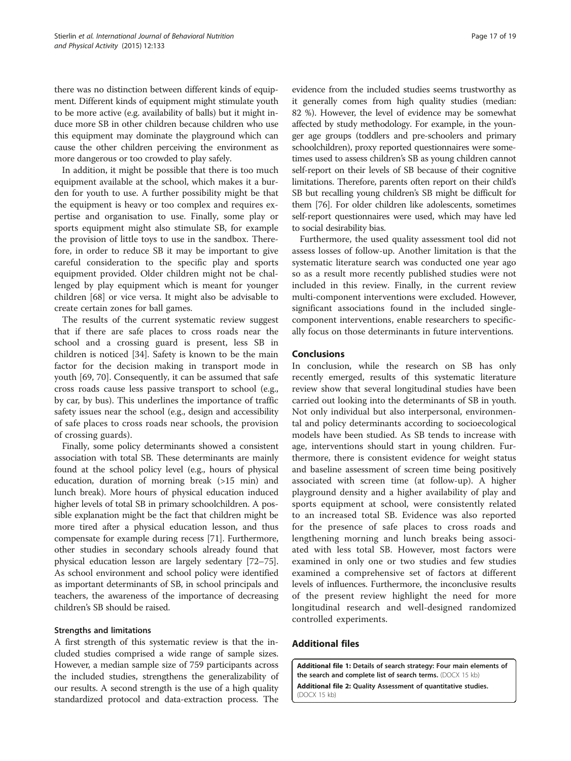there was no distinction between different kinds of equipment. Different kinds of equipment might stimulate youth to be more active (e.g. availability of balls) but it might induce more SB in other children because children who use this equipment may dominate the playground which can cause the other children perceiving the environment as more dangerous or too crowded to play safely.

In addition, it might be possible that there is too much equipment available at the school, which makes it a burden for youth to use. A further possibility might be that the equipment is heavy or too complex and requires expertise and organisation to use. Finally, some play or sports equipment might also stimulate SB, for example the provision of little toys to use in the sandbox. Therefore, in order to reduce SB it may be important to give careful consideration to the specific play and sports equipment provided. Older children might not be challenged by play equipment which is meant for younger children [68] or vice versa. It might also be advisable to create certain zones for ball games.

The results of the current systematic review suggest that if there are safe places to cross roads near the school and a crossing guard is present, less SB in children is noticed [34]. Safety is known to be the main factor for the decision making in transport mode in youth [69, 70]. Consequently, it can be assumed that safe cross roads cause less passive transport to school (e.g., by car, by bus). This underlines the importance of traffic safety issues near the school (e.g., design and accessibility of safe places to cross roads near schools, the provision of crossing guards).

Finally, some policy determinants showed a consistent association with total SB. These determinants are mainly found at the school policy level (e.g., hours of physical education, duration of morning break (>15 min) and lunch break). More hours of physical education induced higher levels of total SB in primary schoolchildren. A possible explanation might be the fact that children might be more tired after a physical education lesson, and thus compensate for example during recess [71]. Furthermore, other studies in secondary schools already found that physical education lesson are largely sedentary [72–75]. As school environment and school policy were identified as important determinants of SB, in school principals and teachers, the awareness of the importance of decreasing children's SB should be raised.

### Strengths and limitations

A first strength of this systematic review is that the included studies comprised a wide range of sample sizes. However, a median sample size of 759 participants across the included studies, strengthens the generalizability of our results. A second strength is the use of a high quality standardized protocol and data-extraction process. The evidence from the included studies seems trustworthy as it generally comes from high quality studies (median: 82 %). However, the level of evidence may be somewhat affected by study methodology. For example, in the younger age groups (toddlers and pre-schoolers and primary schoolchildren), proxy reported questionnaires were sometimes used to assess children's SB as young children cannot self-report on their levels of SB because of their cognitive limitations. Therefore, parents often report on their child's SB but recalling young children's SB might be difficult for them [76]. For older children like adolescents, sometimes self-report questionnaires were used, which may have led to social desirability bias.

Furthermore, the used quality assessment tool did not assess losses of follow-up. Another limitation is that the systematic literature search was conducted one year ago so as a result more recently published studies were not included in this review. Finally, in the current review multi-component interventions were excluded. However, significant associations found in the included single-component interventions, enable researchers to specifically focus on those determinants in future interventions.

## Conclusions

In conclusion, while the research on SB has only recently emerged, results of this systematic literature review show that several longitudinal studies have been carried out looking into the determinants of SB in youth. Not only individual but also interpersonal, environmental and policy determinants according to socioecological models have been studied. As SB tends to increase with age, interventions should start in young children. Furthermore, there is consistent evidence for weight status and baseline assessment of screen time being positively associated with screen time (at follow-up). A higher playground density and a higher availability of play and sports equipment at school, were consistently related to an increased total SB. Evidence was also reported for the presence of safe places to cross roads and lengthening morning and lunch breaks being associated with less total SB. However, most factors were examined in only one or two studies and few studies examined a comprehensive set of factors at different levels of influences. Furthermore, the inconclusive results of the present review highlight the need for more longitudinal research and well-designed randomized controlled experiments.

## Additional files

**Additional file 1: Details of search strategy: Four main elements of the search and complete list of search terms.** (DOCX 15 kb)

**Additional file 2: Quality Assessment of quantitative studies.** (DOCX 15 kb)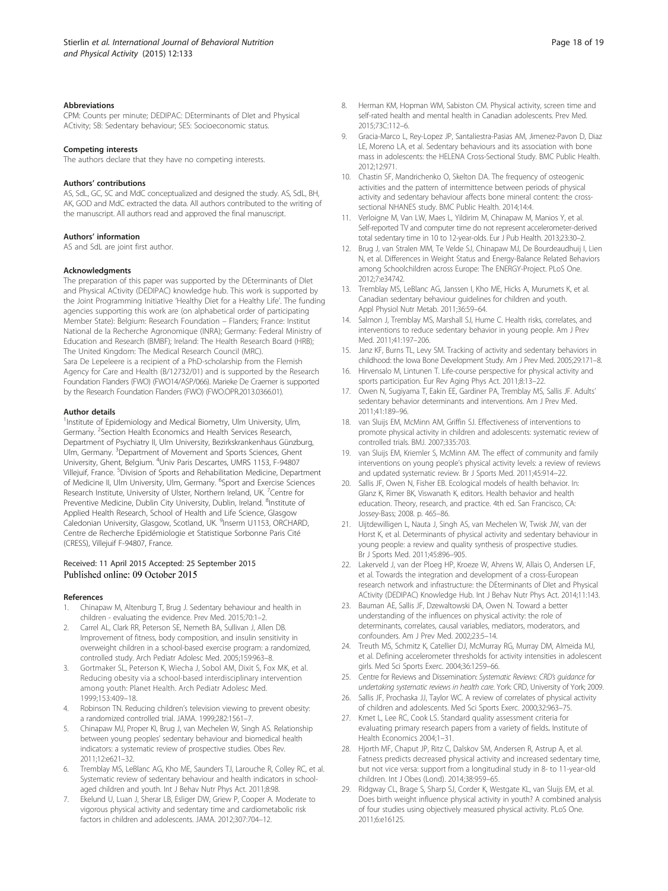#### Abbreviations

CPM: Counts per minute; DEDIPAC: DEterminants of DIet and Physical ACtivity; SB: Sedentary behaviour; SES: Socioeconomic status.

#### Competing interests

The authors declare that they have no competing interests.

#### Authors' contributions

AS, SdL, GC, SC and MdC conceptualized and designed the study. AS, SdL, BH, AK, GOD and MdC extracted the data. All authors contributed to the writing of the manuscript. All authors read and approved the final manuscript.

#### Authors' information

AS and SdL are joint first author.

#### Acknowledgments

The preparation of this paper was supported by the DEterminants of DIet and Physical ACtivity (DEDIPAC) knowledge hub. This work is supported by the Joint Programming Initiative 'Healthy Diet for a Healthy Life'. The funding agencies supporting this work are (on alphabetical order of participating Member State): Belgium: Research Foundation – Flanders; France: Institut National de la Recherche Agronomique (INRA); Germany: Federal Ministry of Education and Research (BMBF); Ireland: The Health Research Board (HRB); The United Kingdom: The Medical Research Council (MRC).
Sara De Lepeleere is a recipient of a PhD-scholarship from the Flemish Agency for Care and Health (B/12732/01) and is supported by the Research Foundation Flanders (FWO) (FWO14/ASP/066). Marieke De Craemer is supported by the Research Foundation Flanders (FWO) (FWO.OPR.2013.0366.01).

#### Author details

[1]Institute of Epidemiology and Medical Biometry, Ulm University, Ulm, Germany. [2]Section Health Economics and Health Services Research, Department of Psychiatry II, Ulm University, Bezirkskrankenhaus Günzburg, Ulm, Germany. [3]Department of Movement and Sports Sciences, Ghent University, Ghent, Belgium. [4]Univ Paris Descartes, UMRS 1153, F-94807 Villejuif, France. [5]Division of Sports and Rehabilitation Medicine, Department of Medicine II, Ulm University, Ulm, Germany. [6]Sport and Exercise Sciences Research Institute, University of Ulster, Northern Ireland, UK. [7]Centre for Preventive Medicine, Dublin City University, Dublin, Ireland. [8]Institute of Applied Health Research, School of Health and Life Science, Glasgow Caledonian University, Glasgow, Scotland, UK. [9]Inserm U1153, ORCHARD, Centre de Recherche Epidémiologie et Statistique Sorbonne Paris Cité (CRESS), Villejuif F-94807, France.

Received: 11 April 2015 Accepted: 25 September 2015
Published online: 09 October 2015

#### References

1. Chinapaw M, Altenburg T, Brug J. Sedentary behaviour and health in children - evaluating the evidence. Prev Med. 2015;70:1–2.
2. Carrel AL, Clark RR, Peterson SE, Nemeth BA, Sullivan J, Allen DB. Improvement of fitness, body composition, and insulin sensitivity in overweight children in a school-based exercise program: a randomized, controlled study. Arch Pediatr Adolesc Med. 2005;159:963–8.
3. Gortmaker SL, Peterson K, Wiecha J, Sobol AM, Dixit S, Fox MK, et al. Reducing obesity via a school-based interdisciplinary intervention among youth: Planet Health. Arch Pediatr Adolesc Med. 1999;153:409–18.
4. Robinson TN. Reducing children's television viewing to prevent obesity: a randomized controlled trial. JAMA. 1999;282:1561–7.
5. Chinapaw MJ, Proper KI, Brug J, van Mechelen W, Singh AS. Relationship between young peoples' sedentary behaviour and biomedical health indicators: a systematic review of prospective studies. Obes Rev. 2011;12:e621–32.
6. Tremblay MS, LeBlanc AG, Kho ME, Saunders TJ, Larouche R, Colley RC, et al. Systematic review of sedentary behaviour and health indicators in school-aged children and youth. Int J Behav Nutr Phys Act. 2011;8:98.
7. Ekelund U, Luan J, Sherar LB, Esliger DW, Griew P, Cooper A. Moderate to vigorous physical activity and sedentary time and cardiometabolic risk factors in children and adolescents. JAMA. 2012;307:704–12.
8. Herman KM, Hopman WM, Sabiston CM. Physical activity, screen time and self-rated health and mental health in Canadian adolescents. Prev Med. 2015;73C:112–6.
9. Gracia-Marco L, Rey-Lopez JP, Santaliestra-Pasias AM, Jimenez-Pavon D, Diaz LE, Moreno LA, et al. Sedentary behaviours and its association with bone mass in adolescents: the HELENA Cross-Sectional Study. BMC Public Health. 2012;12:971.
10. Chastin SF, Mandrichenko O, Skelton DA. The frequency of osteogenic activities and the pattern of intermittence between periods of physical activity and sedentary behaviour affects bone mineral content: the cross-sectional NHANES study. BMC Public Health. 2014;14:4.
11. Verloigne M, Van LW, Maes L, Yildirim M, Chinapaw M, Manios Y, et al. Self-reported TV and computer time do not represent accelerometer-derived total sedentary time in 10 to 12-year-olds. Eur J Pub Health. 2013;23:30–2.
12. Brug J, van Stralen MM, Te Velde SJ, Chinapaw MJ, De Bourdeaudhuij I, Lien N, et al. Differences in Weight Status and Energy-Balance Related Behaviors among Schoolchildren across Europe: The ENERGY-Project. PLoS One. 2012;7:e34742.
13. Tremblay MS, LeBlanc AG, Janssen I, Kho ME, Hicks A, Murumets K, et al. Canadian sedentary behaviour guidelines for children and youth. Appl Physiol Nutr Metab. 2011;36:59–64.
14. Salmon J, Tremblay MS, Marshall SJ, Hume C. Health risks, correlates, and interventions to reduce sedentary behavior in young people. Am J Prev Med. 2011;41:197–206.
15. Janz KF, Burns TL, Levy SM. Tracking of activity and sedentary behaviors in childhood: the Iowa Bone Development Study. Am J Prev Med. 2005;29:171–8.
16. Hirvensalo M, Lintunen T. Life-course perspective for physical activity and sports participation. Eur Rev Aging Phys Act. 2011;8:13–22.
17. Owen N, Sugiyama T, Eakin EE, Gardiner PA, Tremblay MS, Sallis JF. Adults' sedentary behavior determinants and interventions. Am J Prev Med. 2011;41:189–96.
18. van Sluijs EM, McMinn AM, Griffin SJ. Effectiveness of interventions to promote physical activity in children and adolescents: systematic review of controlled trials. BMJ. 2007;335:703.
19. van Sluijs EM, Kriemler S, McMinn AM. The effect of community and family interventions on young people's physical activity levels: a review of reviews and updated systematic review. Br J Sports Med. 2011;45:914–22.
20. Sallis JF, Owen N, Fisher EB. Ecological models of health behavior. In: Glanz K, Rimer BK, Viswanath K, editors. Health behavior and health education. Theory, research, and practice. 4th ed. San Francisco, CA: Jossey-Bass; 2008. p. 465–86.
21. Uijtdewilligen L, Nauta J, Singh AS, van Mechelen W, Twisk JW, van der Horst K, et al. Determinants of physical activity and sedentary behaviour in young people: a review and quality synthesis of prospective studies. Br J Sports Med. 2011;45:896–905.
22. Lakerveld J, van der Ploeg HP, Kroeze W, Ahrens W, Allais O, Andersen LF, et al. Towards the integration and development of a cross-European research network and infrastructure: the DEterminants of DIet and Physical ACtivity (DEDIPAC) Knowledge Hub. Int J Behav Nutr Phys Act. 2014;11:143.
23. Bauman AE, Sallis JF, Dzewaltowski DA, Owen N. Toward a better understanding of the influences on physical activity: the role of determinants, correlates, causal variables, mediators, moderators, and confounders. Am J Prev Med. 2002;23:5–14.
24. Treuth MS, Schmitz K, Catellier DJ, McMurray RG, Murray DM, Almeida MJ, et al. Defining accelerometer thresholds for activity intensities in adolescent girls. Med Sci Sports Exerc. 2004;36:1259–66.
25. Centre for Reviews and Dissemination: *Systematic Reviews: CRD's guidance for undertaking systematic reviews in health care*. York: CRD, University of York; 2009.
26. Sallis JF, Prochaska JJ, Taylor WC. A review of correlates of physical activity of children and adolescents. Med Sci Sports Exerc. 2000;32:963–75.
27. Kmet L, Lee RC, Cook LS. Standard quality assessment criteria for evaluating primary research papers from a variety of fields. Institute of Health Economics 2004;1–31.
28. Hjorth MF, Chaput JP, Ritz C, Dalskov SM, Andersen R, Astrup A, et al. Fatness predicts decreased physical activity and increased sedentary time, but not vice versa: support from a longitudinal study in 8- to 11-year-old children. Int J Obes (Lond). 2014;38:959–65.
29. Ridgway CL, Brage S, Sharp SJ, Corder K, Westgate KL, van Sluijs EM, et al. Does birth weight influence physical activity in youth? A combined analysis of four studies using objectively measured physical activity. PLoS One. 2011;6:e16125.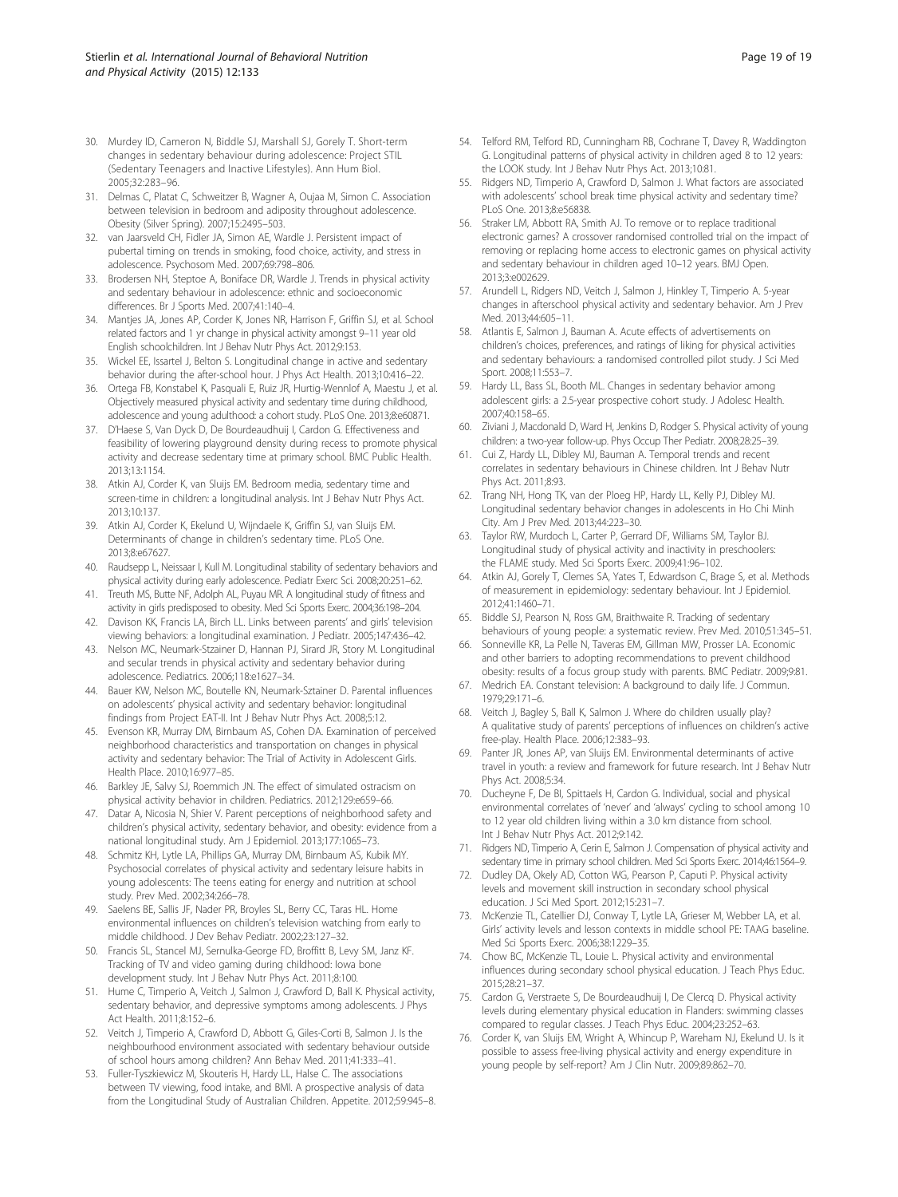30. Murdey ID, Cameron N, Biddle SJ, Marshall SJ, Gorely T. Short-term changes in sedentary behaviour during adolescence: Project STIL (Sedentary Teenagers and Inactive Lifestyles). Ann Hum Biol. 2005;32:283–96.
31. Delmas C, Platat C, Schweitzer B, Wagner A, Oujaa M, Simon C. Association between television in bedroom and adiposity throughout adolescence. Obesity (Silver Spring). 2007;15:2495–503.
32. van Jaarsveld CH, Fidler JA, Simon AE, Wardle J. Persistent impact of pubertal timing on trends in smoking, food choice, activity, and stress in adolescence. Psychosom Med. 2007;69:798–806.
33. Brodersen NH, Steptoe A, Boniface DR, Wardle J. Trends in physical activity and sedentary behaviour in adolescence: ethnic and socioeconomic differences. Br J Sports Med. 2007;41:140–4.
34. Mantjes JA, Jones AP, Corder K, Jones NR, Harrison F, Griffin SJ, et al. School related factors and 1 yr change in physical activity amongst 9–11 year old English schoolchildren. Int J Behav Nutr Phys Act. 2012;9:153.
35. Wickel EE, Issartel J, Belton S. Longitudinal change in active and sedentary behavior during the after-school hour. J Phys Act Health. 2013;10:416–22.
36. Ortega FB, Konstabel K, Pasquali E, Ruiz JR, Hurtig-Wennlof A, Maestu J, et al. Objectively measured physical activity and sedentary time during childhood, adolescence and young adulthood: a cohort study. PLoS One. 2013;8:e60871.
37. D'Haese S, Van Dyck D, De Bourdeaudhuij I, Cardon G. Effectiveness and feasibility of lowering playground density during recess to promote physical activity and decrease sedentary time at primary school. BMC Public Health. 2013;13:1154.
38. Atkin AJ, Corder K, van Sluijs EM. Bedroom media, sedentary time and screen-time in children: a longitudinal analysis. Int J Behav Nutr Phys Act. 2013;10:137.
39. Atkin AJ, Corder K, Ekelund U, Wijndaele K, Griffin SJ, van Sluijs EM. Determinants of change in children's sedentary time. PLoS One. 2013;8:e67627.
40. Raudsepp L, Neissaar I, Kull M. Longitudinal stability of sedentary behaviors and physical activity during early adolescence. Pediatr Exerc Sci. 2008;20:251–62.
41. Treuth MS, Butte NF, Adolph AL, Puyau MR. A longitudinal study of fitness and activity in girls predisposed to obesity. Med Sci Sports Exerc. 2004;36:198–204.
42. Davison KK, Francis LA, Birch LL. Links between parents' and girls' television viewing behaviors: a longitudinal examination. J Pediatr. 2005;147:436–42.
43. Nelson MC, Neumark-Stzainer D, Hannan PJ, Sirard JR, Story M. Longitudinal and secular trends in physical activity and sedentary behavior during adolescence. Pediatrics. 2006;118:e1627–34.
44. Bauer KW, Nelson MC, Boutelle KN, Neumark-Sztainer D. Parental influences on adolescents' physical activity and sedentary behavior: longitudinal findings from Project EAT-II. Int J Behav Nutr Phys Act. 2008;5:12.
45. Evenson KR, Murray DM, Birnbaum AS, Cohen DA. Examination of perceived neighborhood characteristics and transportation on changes in physical activity and sedentary behavior: The Trial of Activity in Adolescent Girls. Health Place. 2010;16:977–85.
46. Barkley JE, Salvy SJ, Roemmich JN. The effect of simulated ostracism on physical activity behavior in children. Pediatrics. 2012;129:e659–66.
47. Datar A, Nicosia N, Shier V. Parent perceptions of neighborhood safety and children's physical activity, sedentary behavior, and obesity: evidence from a national longitudinal study. Am J Epidemiol. 2013;177:1065–73.
48. Schmitz KH, Lytle LA, Phillips GA, Murray DM, Birnbaum AS, Kubik MY. Psychosocial correlates of physical activity and sedentary leisure habits in young adolescents: The teens eating for energy and nutrition at school study. Prev Med. 2002;34:266–78.
49. Saelens BE, Sallis JF, Nader PR, Broyles SL, Berry CC, Taras HL. Home environmental influences on children's television watching from early to middle childhood. J Dev Behav Pediatr. 2002;23:127–32.
50. Francis SL, Stancel MJ, Sernulka-George FD, Broffitt B, Levy SM, Janz KF. Tracking of TV and video gaming during childhood: Iowa bone development study. Int J Behav Nutr Phys Act. 2011;8:100.
51. Hume C, Timperio A, Veitch J, Salmon J, Crawford D, Ball K. Physical activity, sedentary behavior, and depressive symptoms among adolescents. J Phys Act Health. 2011;8:152–6.
52. Veitch J, Timperio A, Crawford D, Abbott G, Giles-Corti B, Salmon J. Is the neighbourhood environment associated with sedentary behaviour outside of school hours among children? Ann Behav Med. 2011;41:333–41.
53. Fuller-Tyszkiewicz M, Skouteris H, Hardy LL, Halse C. The associations between TV viewing, food intake, and BMI. A prospective analysis of data from the Longitudinal Study of Australian Children. Appetite. 2012;59:945–8.
54. Telford RM, Telford RD, Cunningham RB, Cochrane T, Davey R, Waddington G. Longitudinal patterns of physical activity in children aged 8 to 12 years: the LOOK study. Int J Behav Nutr Phys Act. 2013;10:81.
55. Ridgers ND, Timperio A, Crawford D, Salmon J. What factors are associated with adolescents' school break time physical activity and sedentary time? PLoS One. 2013;8:e56838.
56. Straker LM, Abbott RA, Smith AJ. To remove or to replace traditional electronic games? A crossover randomised controlled trial on the impact of removing or replacing home access to electronic games on physical activity and sedentary behaviour in children aged 10–12 years. BMJ Open. 2013;3:e002629.
57. Arundell L, Ridgers ND, Veitch J, Salmon J, Hinkley T, Timperio A. 5-year changes in afterschool physical activity and sedentary behavior. Am J Prev Med. 2013;44:605–11.
58. Atlantis E, Salmon J, Bauman A. Acute effects of advertisements on children's choices, preferences, and ratings of liking for physical activities and sedentary behaviours: a randomised controlled pilot study. J Sci Med Sport. 2008;11:553–7.
59. Hardy LL, Bass SL, Booth ML. Changes in sedentary behavior among adolescent girls: a 2.5-year prospective cohort study. J Adolesc Health. 2007;40:158–65.
60. Ziviani J, Macdonald D, Ward H, Jenkins D, Rodger S. Physical activity of young children: a two-year follow-up. Phys Occup Ther Pediatr. 2008;28:25–39.
61. Cui Z, Hardy LL, Dibley MJ, Bauman A. Temporal trends and recent correlates in sedentary behaviours in Chinese children. Int J Behav Nutr Phys Act. 2011;8:93.
62. Trang NH, Hong TK, van der Ploeg HP, Hardy LL, Kelly PJ, Dibley MJ. Longitudinal sedentary behavior changes in adolescents in Ho Chi Minh City. Am J Prev Med. 2013;44:223–30.
63. Taylor RW, Murdoch L, Carter P, Gerrard DF, Williams SM, Taylor BJ. Longitudinal study of physical activity and inactivity in preschoolers: the FLAME study. Med Sci Sports Exerc. 2009;41:96–102.
64. Atkin AJ, Gorely T, Clemes SA, Yates T, Edwardson C, Brage S, et al. Methods of measurement in epidemiology: sedentary behaviour. Int J Epidemiol. 2012;41:1460–71.
65. Biddle SJ, Pearson N, Ross GM, Braithwaite R. Tracking of sedentary behaviours of young people: a systematic review. Prev Med. 2010;51:345–51.
66. Sonneville KR, La Pelle N, Taveras EM, Gillman MW, Prosser LA. Economic and other barriers to adopting recommendations to prevent childhood obesity: results of a focus group study with parents. BMC Pediatr. 2009;9:81.
67. Medrich EA. Constant television: A background to daily life. J Commun. 1979;29:171–6.
68. Veitch J, Bagley S, Ball K, Salmon J. Where do children usually play? A qualitative study of parents' perceptions of influences on children's active free-play. Health Place. 2006;12:383–93.
69. Panter JR, Jones AP, van Sluijs EM. Environmental determinants of active travel in youth: a review and framework for future research. Int J Behav Nutr Phys Act. 2008;5:34.
70. Ducheyne F, De Bl, Spittaels H, Cardon G. Individual, social and physical environmental correlates of 'never' and 'always' cycling to school among 10 to 12 year old children living within a 3.0 km distance from school. Int J Behav Nutr Phys Act. 2012;9:142.
71. Ridgers ND, Timperio A, Cerin E, Salmon J. Compensation of physical activity and sedentary time in primary school children. Med Sci Sports Exerc. 2014;46:1564–9.
72. Dudley DA, Okely AD, Cotton WG, Pearson P, Caputi P. Physical activity levels and movement skill instruction in secondary school physical education. J Sci Med Sport. 2012;15:231–7.
73. McKenzie TL, Catellier DJ, Conway T, Lytle LA, Grieser M, Webber LA, et al. Girls' activity levels and lesson contexts in middle school PE: TAAG baseline. Med Sci Sports Exerc. 2006;38:1229–35.
74. Chow BC, McKenzie TL, Louie L. Physical activity and environmental influences during secondary school physical education. J Teach Phys Educ. 2015;28:21–37.
75. Cardon G, Verstraete S, De Bourdeaudhuij I, De Clercq D. Physical activity levels during elementary physical education in Flanders: swimming classes compared to regular classes. J Teach Phys Educ. 2004;23:252–63.
76. Corder K, van Sluijs EM, Wright A, Whincup P, Wareham NJ, Ekelund U. Is it possible to assess free-living physical activity and energy expenditure in young people by self-report? Am J Clin Nutr. 2009;89:862–70.